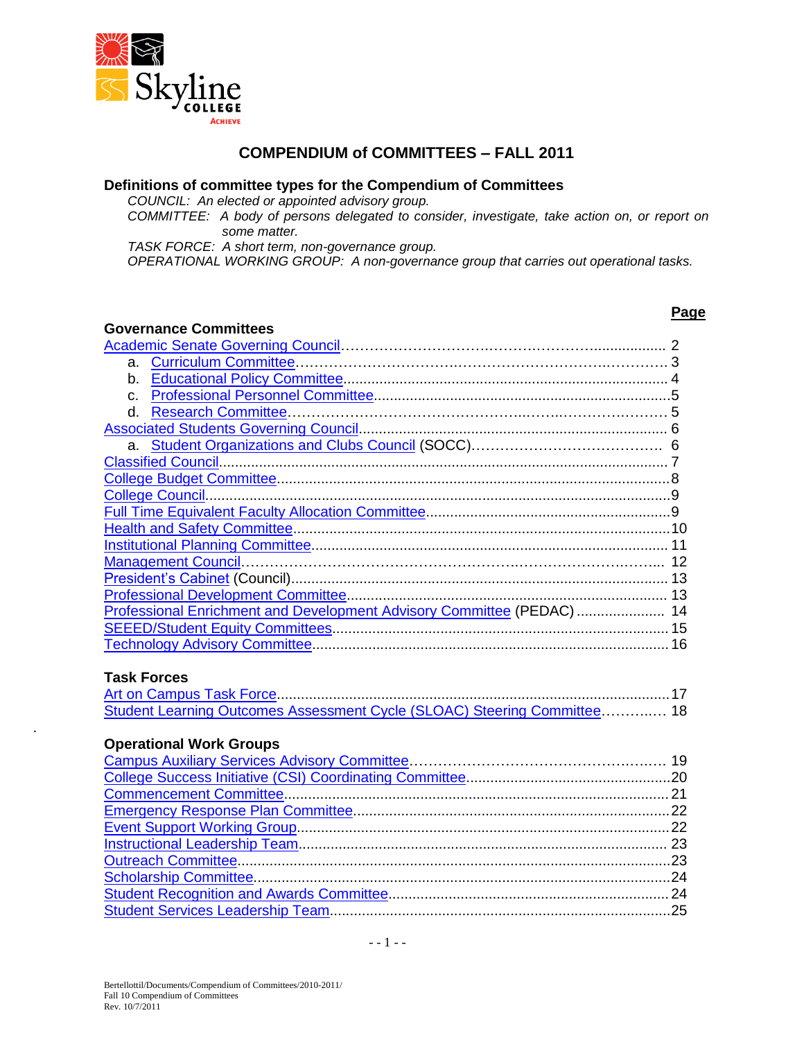Skyline College
ACHIEVE

# COMPENDIUM of COMMITTEES – FALL 2011

## Definitions of committee types for the Compendium of Committees

*COUNCIL: An elected or appointed advisory group.*

*COMMITTEE: A body of persons delegated to consider, investigate, take action on, or report on some matter.*

*TASK FORCE: A short term, non-governance group.*

*OPERATIONAL WORKING GROUP: A non-governance group that carries out operational tasks.*

| | **Page** |
|---|---|
| **Governance Committees** | |
| Academic Senate Governing Council | 2 |
| a. Curriculum Committee | 3 |
| b. Educational Policy Committee | 4 |
| c. Professional Personnel Committee | 5 |
| d. Research Committee | 5 |
| Associated Students Governing Council | 6 |
| a. Student Organizations and Clubs Council (SOCC) | 6 |
| Classified Council | 7 |
| College Budget Committee | 8 |
| College Council | 9 |
| Full Time Equivalent Faculty Allocation Committee | 9 |
| Health and Safety Committee | 10 |
| Institutional Planning Committee | 11 |
| Management Council | 12 |
| President's Cabinet (Council) | 13 |
| Professional Development Committee | 13 |
| Professional Enrichment and Development Advisory Committee (PEDAC) | 14 |
| SEEED/Student Equity Committees | 15 |
| Technology Advisory Committee | 16 |
| **Task Forces** | |
| Art on Campus Task Force | 17 |
| Student Learning Outcomes Assessment Cycle (SLOAC) Steering Committee | 18 |
| **Operational Work Groups** | |
| Campus Auxiliary Services Advisory Committee | 19 |
| College Success Initiative (CSI) Coordinating Committee | 20 |
| Commencement Committee | 21 |
| Emergency Response Plan Committee | 22 |
| Event Support Working Group | 22 |
| Instructional Leadership Team | 23 |
| Outreach Committee | 23 |
| Scholarship Committee | 24 |
| Student Recognition and Awards Committee | 24 |
| Student Services Leadership Team | 25 |

Bertellottil/Documents/Compendium of Committees/2010-2011/
Fall 10 Compendium of Committees
Rev. 10/7/2011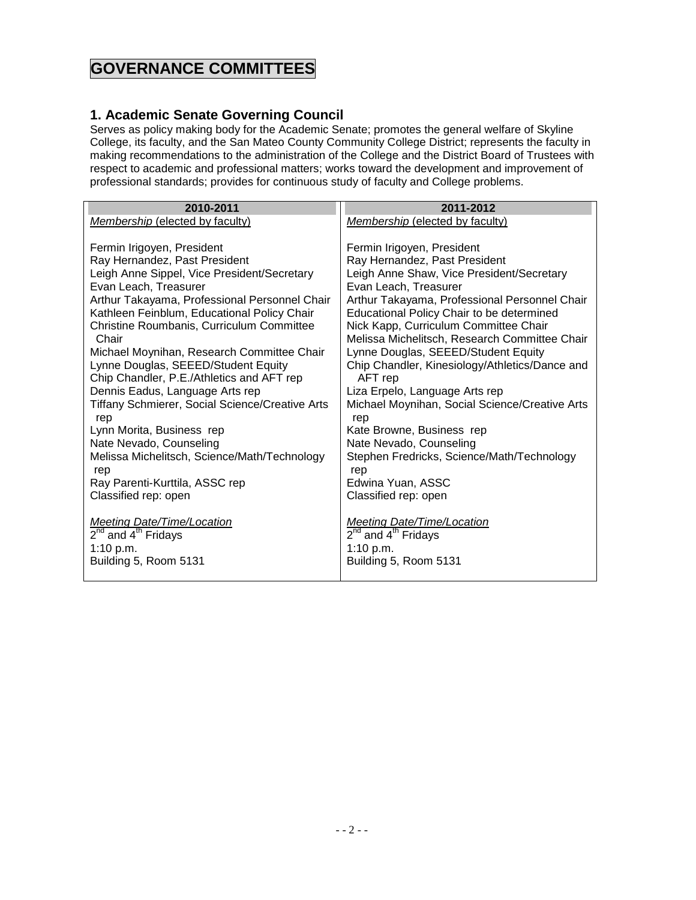# GOVERNANCE COMMITTEES

## 1. Academic Senate Governing Council

Serves as policy making body for the Academic Senate; promotes the general welfare of Skyline College, its faculty, and the San Mateo County Community College District; represents the faculty in making recommendations to the administration of the College and the District Board of Trustees with respect to academic and professional matters; works toward the development and improvement of professional standards; provides for continuous study of faculty and College problems.

| 2010-2011 | 2011-2012 |
|---|---|
| *Membership* (elected by faculty) | *Membership* (elected by faculty) |
| Fermin Irigoyen, President | Fermin Irigoyen, President |
| Ray Hernandez, Past President | Ray Hernandez, Past President |
| Leigh Anne Sippel, Vice President/Secretary | Leigh Anne Shaw, Vice President/Secretary |
| Evan Leach, Treasurer | Evan Leach, Treasurer |
| Arthur Takayama, Professional Personnel Chair | Arthur Takayama, Professional Personnel Chair |
| Kathleen Feinblum, Educational Policy Chair | Educational Policy Chair to be determined |
| Christine Roumbanis, Curriculum Committee Chair | Nick Kapp, Curriculum Committee Chair |
| Michael Moynihan, Research Committee Chair | Melissa Michelitsch, Research Committee Chair |
| Lynne Douglas, SEEED/Student Equity | Lynne Douglas, SEEED/Student Equity |
| Chip Chandler, P.E./Athletics and AFT rep | Chip Chandler, Kinesiology/Athletics/Dance and AFT rep |
| Dennis Eadus, Language Arts rep | Liza Erpelo, Language Arts rep |
| Tiffany Schmierer, Social Science/Creative Arts rep | Michael Moynihan, Social Science/Creative Arts rep |
| Lynn Morita, Business rep | Kate Browne, Business rep |
| Nate Nevado, Counseling | Nate Nevado, Counseling |
| Melissa Michelitsch, Science/Math/Technology rep | Stephen Fredricks, Science/Math/Technology rep |
| Ray Parenti-Kurttila, ASSC rep | Edwina Yuan, ASSC |
| Classified rep: open | Classified rep: open |
| *Meeting Date/Time/Location* | *Meeting Date/Time/Location* |
| 2nd and 4th Fridays | 2nd and 4th Fridays |
| 1:10 p.m. | 1:10 p.m. |
| Building 5, Room 5131 | Building 5, Room 5131 |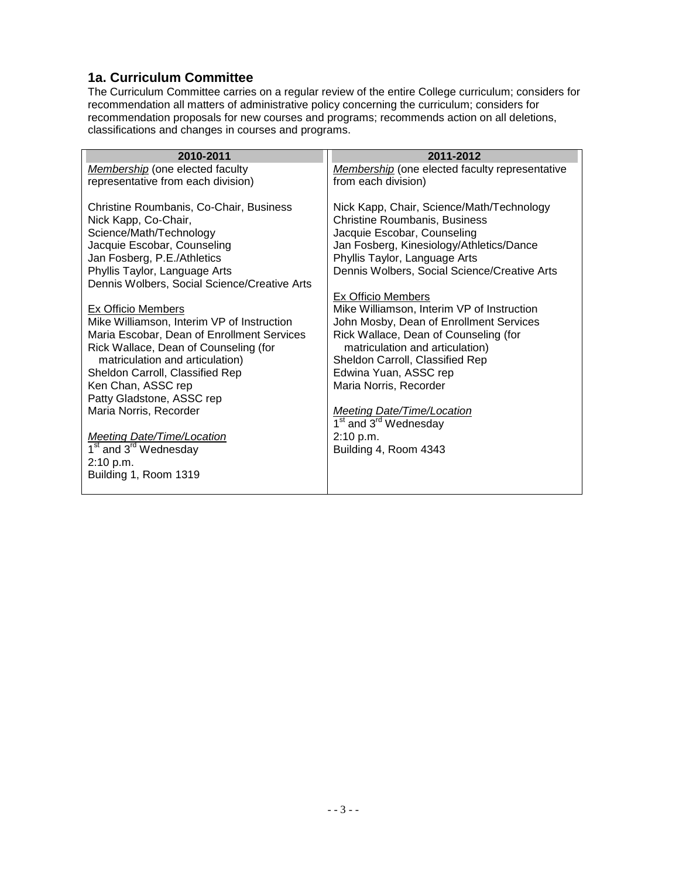## 1a. Curriculum Committee

The Curriculum Committee carries on a regular review of the entire College curriculum; considers for recommendation all matters of administrative policy concerning the curriculum; considers for recommendation proposals for new courses and programs; recommends action on all deletions, classifications and changes in courses and programs.

| 2010-2011 | 2011-2012 |
|---|---|
| *Membership* (one elected faculty representative from each division)<br><br>Christine Roumbanis, Co-Chair, Business<br>Nick Kapp, Co-Chair, Science/Math/Technology<br>Jacquie Escobar, Counseling<br>Jan Fosberg, P.E./Athletics<br>Phyllis Taylor, Language Arts<br>Dennis Wolbers, Social Science/Creative Arts<br><br>Ex Officio Members<br>Mike Williamson, Interim VP of Instruction<br>Maria Escobar, Dean of Enrollment Services<br>Rick Wallace, Dean of Counseling (for matriculation and articulation)<br>Sheldon Carroll, Classified Rep<br>Ken Chan, ASSC rep<br>Patty Gladstone, ASSC rep<br>Maria Norris, Recorder<br><br>*Meeting Date/Time/Location*<br>1st and 3rd Wednesday<br>2:10 p.m.<br>Building 1, Room 1319 | *Membership* (one elected faculty representative from each division)<br><br>Nick Kapp, Chair, Science/Math/Technology<br>Christine Roumbanis, Business<br>Jacquie Escobar, Counseling<br>Jan Fosberg, Kinesiology/Athletics/Dance<br>Phyllis Taylor, Language Arts<br>Dennis Wolbers, Social Science/Creative Arts<br><br>Ex Officio Members<br>Mike Williamson, Interim VP of Instruction<br>John Mosby, Dean of Enrollment Services<br>Rick Wallace, Dean of Counseling (for matriculation and articulation)<br>Sheldon Carroll, Classified Rep<br>Edwina Yuan, ASSC rep<br>Maria Norris, Recorder<br><br>*Meeting Date/Time/Location*<br>1st and 3rd Wednesday<br>2:10 p.m.<br>Building 4, Room 4343 |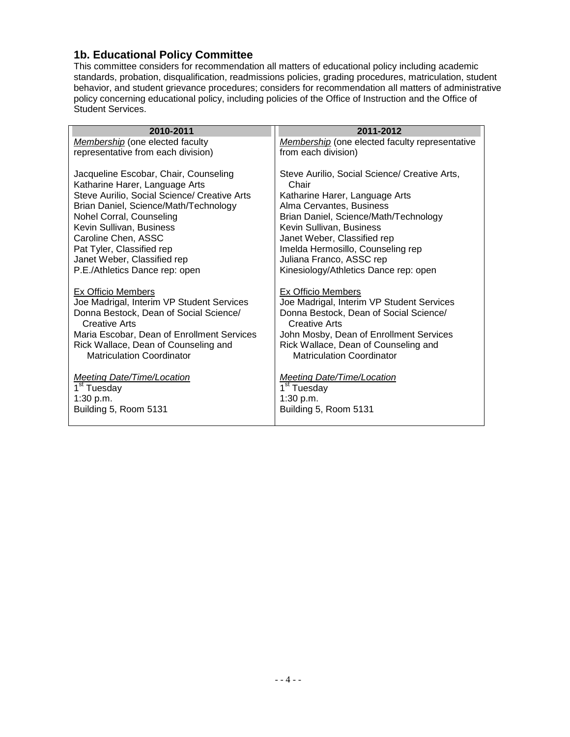## 1b. Educational Policy Committee

This committee considers for recommendation all matters of educational policy including academic standards, probation, disqualification, readmissions policies, grading procedures, matriculation, student behavior, and student grievance procedures; considers for recommendation all matters of administrative policy concerning educational policy, including policies of the Office of Instruction and the Office of Student Services.

| 2010-2011 | 2011-2012 |
|---|---|
| *Membership* (one elected faculty representative from each division) | *Membership* (one elected faculty representative from each division) |
| Jacqueline Escobar, Chair, Counseling<br>Katharine Harer, Language Arts<br>Steve Aurilio, Social Science/ Creative Arts<br>Brian Daniel, Science/Math/Technology<br>Nohel Corral, Counseling<br>Kevin Sullivan, Business<br>Caroline Chen, ASSC<br>Pat Tyler, Classified rep<br>Janet Weber, Classified rep<br>P.E./Athletics Dance rep: open | Steve Aurilio, Social Science/ Creative Arts, Chair<br>Katharine Harer, Language Arts<br>Alma Cervantes, Business<br>Brian Daniel, Science/Math/Technology<br>Kevin Sullivan, Business<br>Janet Weber, Classified rep<br>Imelda Hermosillo, Counseling rep<br>Juliana Franco, ASSC rep<br>Kinesiology/Athletics Dance rep: open |
| Ex Officio Members<br>Joe Madrigal, Interim VP Student Services<br>Donna Bestock, Dean of Social Science/ Creative Arts<br>Maria Escobar, Dean of Enrollment Services<br>Rick Wallace, Dean of Counseling and Matriculation Coordinator | Ex Officio Members<br>Joe Madrigal, Interim VP Student Services<br>Donna Bestock, Dean of Social Science/ Creative Arts<br>John Mosby, Dean of Enrollment Services<br>Rick Wallace, Dean of Counseling and Matriculation Coordinator |
| *Meeting Date/Time/Location*<br>1st Tuesday<br>1:30 p.m.<br>Building 5, Room 5131 | *Meeting Date/Time/Location*<br>1st Tuesday<br>1:30 p.m.<br>Building 5, Room 5131 |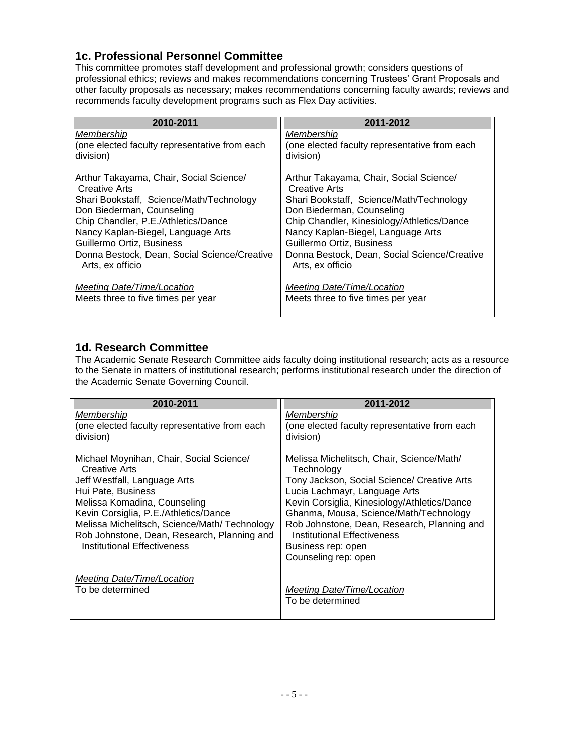## 1c. Professional Personnel Committee

This committee promotes staff development and professional growth; considers questions of professional ethics; reviews and makes recommendations concerning Trustees' Grant Proposals and other faculty proposals as necessary; makes recommendations concerning faculty awards; reviews and recommends faculty development programs such as Flex Day activities.

| 2010-2011 | 2011-2012 |
|---|---|
| *Membership*<br>(one elected faculty representative from each division)<br><br>Arthur Takayama, Chair, Social Science/ Creative Arts<br>Shari Bookstaff, Science/Math/Technology<br>Don Biederman, Counseling<br>Chip Chandler, P.E./Athletics/Dance<br>Nancy Kaplan-Biegel, Language Arts<br>Guillermo Ortiz, Business<br>Donna Bestock, Dean, Social Science/Creative Arts, ex officio<br><br>*Meeting Date/Time/Location*<br>Meets three to five times per year | *Membership*<br>(one elected faculty representative from each division)<br><br>Arthur Takayama, Chair, Social Science/ Creative Arts<br>Shari Bookstaff, Science/Math/Technology<br>Don Biederman, Counseling<br>Chip Chandler, Kinesiology/Athletics/Dance<br>Nancy Kaplan-Biegel, Language Arts<br>Guillermo Ortiz, Business<br>Donna Bestock, Dean, Social Science/Creative Arts, ex officio<br><br>*Meeting Date/Time/Location*<br>Meets three to five times per year |

## 1d. Research Committee

The Academic Senate Research Committee aids faculty doing institutional research; acts as a resource to the Senate in matters of institutional research; performs institutional research under the direction of the Academic Senate Governing Council.

| 2010-2011 | 2011-2012 |
|---|---|
| *Membership*<br>(one elected faculty representative from each division)<br><br>Michael Moynihan, Chair, Social Science/ Creative Arts<br>Jeff Westfall, Language Arts<br>Hui Pate, Business<br>Melissa Komadina, Counseling<br>Kevin Corsiglia, P.E./Athletics/Dance<br>Melissa Michelitsch, Science/Math/ Technology<br>Rob Johnstone, Dean, Research, Planning and Institutional Effectiveness<br><br>*Meeting Date/Time/Location*<br>To be determined | *Membership*<br>(one elected faculty representative from each division)<br><br>Melissa Michelitsch, Chair, Science/Math/ Technology<br>Tony Jackson, Social Science/ Creative Arts<br>Lucia Lachmayr, Language Arts<br>Kevin Corsiglia, Kinesiology/Athletics/Dance<br>Ghanma, Mousa, Science/Math/Technology<br>Rob Johnstone, Dean, Research, Planning and Institutional Effectiveness<br>Business rep: open<br>Counseling rep: open<br><br>*Meeting Date/Time/Location*<br>To be determined |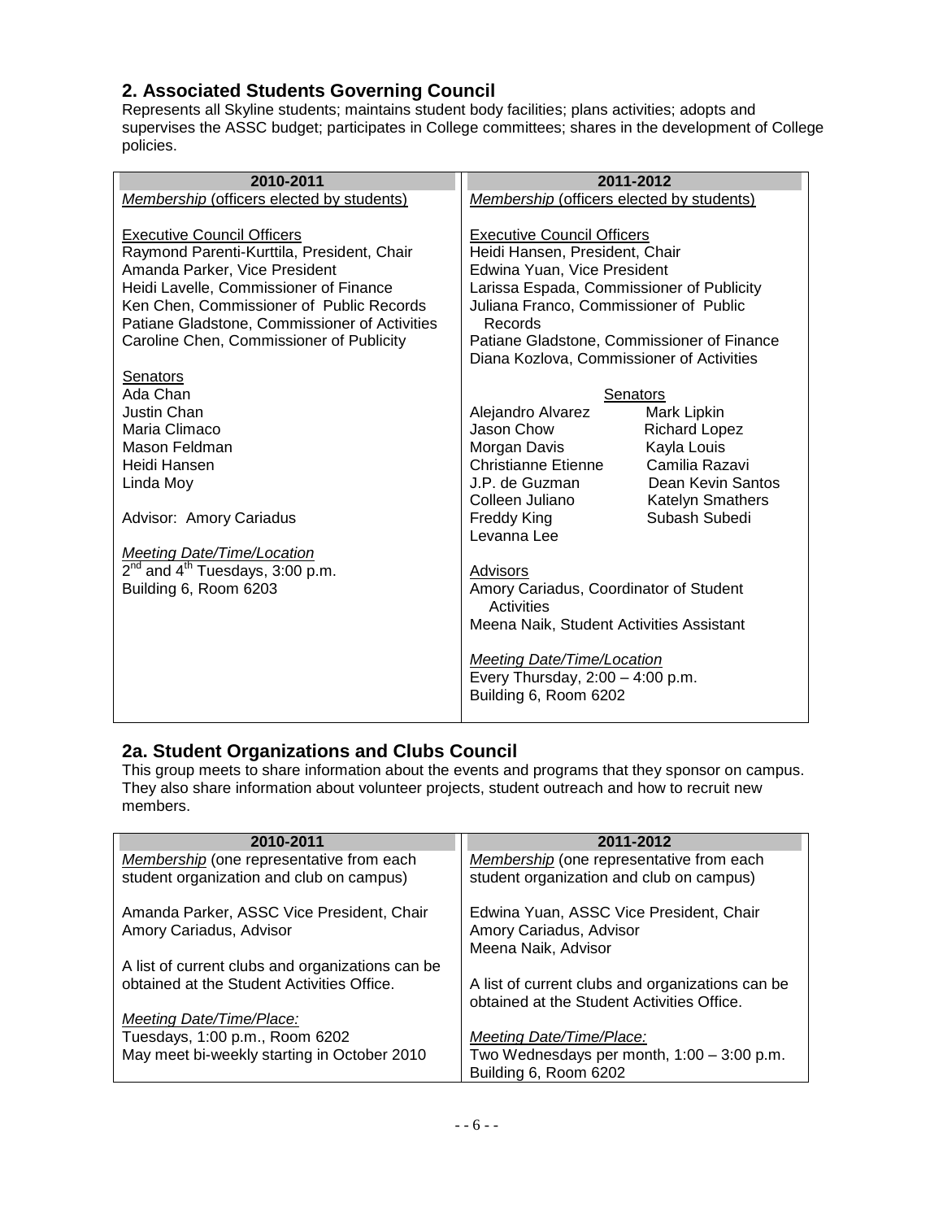## 2. Associated Students Governing Council

Represents all Skyline students; maintains student body facilities; plans activities; adopts and supervises the ASSC budget; participates in College committees; shares in the development of College policies.

| 2010-2011 | 2011-2012 |
|---|---|
| *Membership* (officers elected by students)<br><br>Executive Council Officers<br>Raymond Parenti-Kurttila, President, Chair<br>Amanda Parker, Vice President<br>Heidi Lavelle, Commissioner of Finance<br>Ken Chen, Commissioner of Public Records<br>Patiane Gladstone, Commissioner of Activities<br>Caroline Chen, Commissioner of Publicity<br><br>Senators<br>Ada Chan<br>Justin Chan<br>Maria Climaco<br>Mason Feldman<br>Heidi Hansen<br>Linda Moy<br><br>Advisor: Amory Cariadus<br><br>*Meeting Date/Time/Location*<br>2nd and 4th Tuesdays, 3:00 p.m.<br>Building 6, Room 6203 | *Membership* (officers elected by students)<br><br>Executive Council Officers<br>Heidi Hansen, President, Chair<br>Edwina Yuan, Vice President<br>Larissa Espada, Commissioner of Publicity<br>Juliana Franco, Commissioner of Public Records<br>Patiane Gladstone, Commissioner of Finance<br>Diana Kozlova, Commissioner of Activities<br><br>Senators<br>Alejandro Alvarez, Mark Lipkin<br>Jason Chow, Richard Lopez<br>Morgan Davis, Kayla Louis<br>Christianne Etienne, Camilia Razavi<br>J.P. de Guzman, Dean Kevin Santos<br>Colleen Juliano, Katelyn Smathers<br>Freddy King, Subash Subedi<br>Levanna Lee<br><br>Advisors<br>Amory Cariadus, Coordinator of Student Activities<br>Meena Naik, Student Activities Assistant<br><br>*Meeting Date/Time/Location*<br>Every Thursday, 2:00 – 4:00 p.m.<br>Building 6, Room 6202 |

## 2a. Student Organizations and Clubs Council

This group meets to share information about the events and programs that they sponsor on campus. They also share information about volunteer projects, student outreach and how to recruit new members.

| 2010-2011 | 2011-2012 |
|---|---|
| *Membership* (one representative from each student organization and club on campus)<br><br>Amanda Parker, ASSC Vice President, Chair<br>Amory Cariadus, Advisor<br><br>A list of current clubs and organizations can be obtained at the Student Activities Office.<br><br>*Meeting Date/Time/Place:*<br>Tuesdays, 1:00 p.m., Room 6202<br>May meet bi-weekly starting in October 2010 | *Membership* (one representative from each student organization and club on campus)<br><br>Edwina Yuan, ASSC Vice President, Chair<br>Amory Cariadus, Advisor<br>Meena Naik, Advisor<br><br>A list of current clubs and organizations can be obtained at the Student Activities Office.<br><br>*Meeting Date/Time/Place:*<br>Two Wednesdays per month, 1:00 – 3:00 p.m.<br>Building 6, Room 6202 |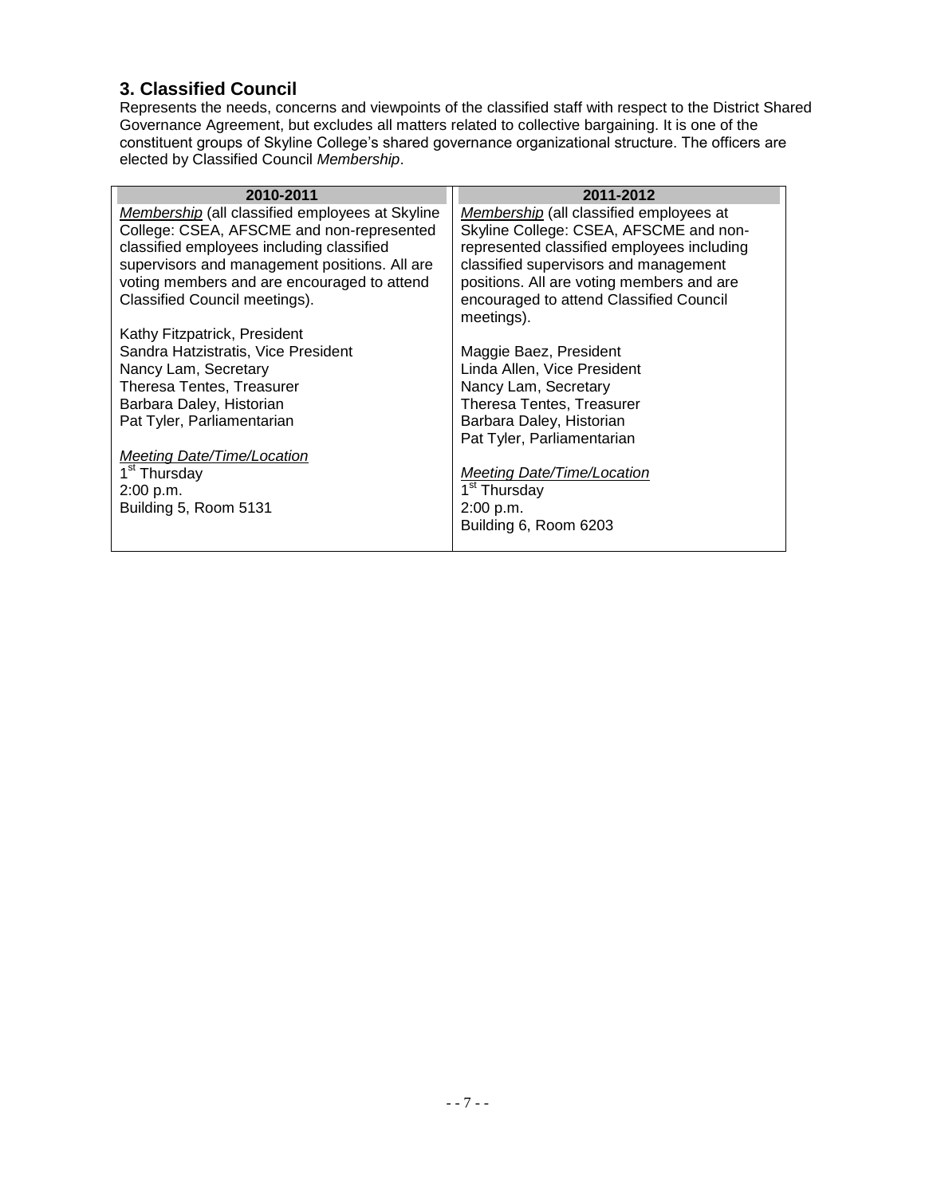## 3. Classified Council

Represents the needs, concerns and viewpoints of the classified staff with respect to the District Shared Governance Agreement, but excludes all matters related to collective bargaining. It is one of the constituent groups of Skyline College's shared governance organizational structure. The officers are elected by Classified Council *Membership*.

| 2010-2011 | 2011-2012 |
|---|---|
| Membership (all classified employees at Skyline College: CSEA, AFSCME and non-represented classified employees including classified supervisors and management positions. All are voting members and are encouraged to attend Classified Council meetings).<br><br>Kathy Fitzpatrick, President<br>Sandra Hatzistratis, Vice President<br>Nancy Lam, Secretary<br>Theresa Tentes, Treasurer<br>Barbara Daley, Historian<br>Pat Tyler, Parliamentarian<br><br>Meeting Date/Time/Location<br>1st Thursday<br>2:00 p.m.<br>Building 5, Room 5131 | Membership (all classified employees at Skyline College: CSEA, AFSCME and non-represented classified employees including classified supervisors and management positions. All are voting members and are encouraged to attend Classified Council meetings).<br><br>Maggie Baez, President<br>Linda Allen, Vice President<br>Nancy Lam, Secretary<br>Theresa Tentes, Treasurer<br>Barbara Daley, Historian<br>Pat Tyler, Parliamentarian<br><br>Meeting Date/Time/Location<br>1st Thursday<br>2:00 p.m.<br>Building 6, Room 6203 |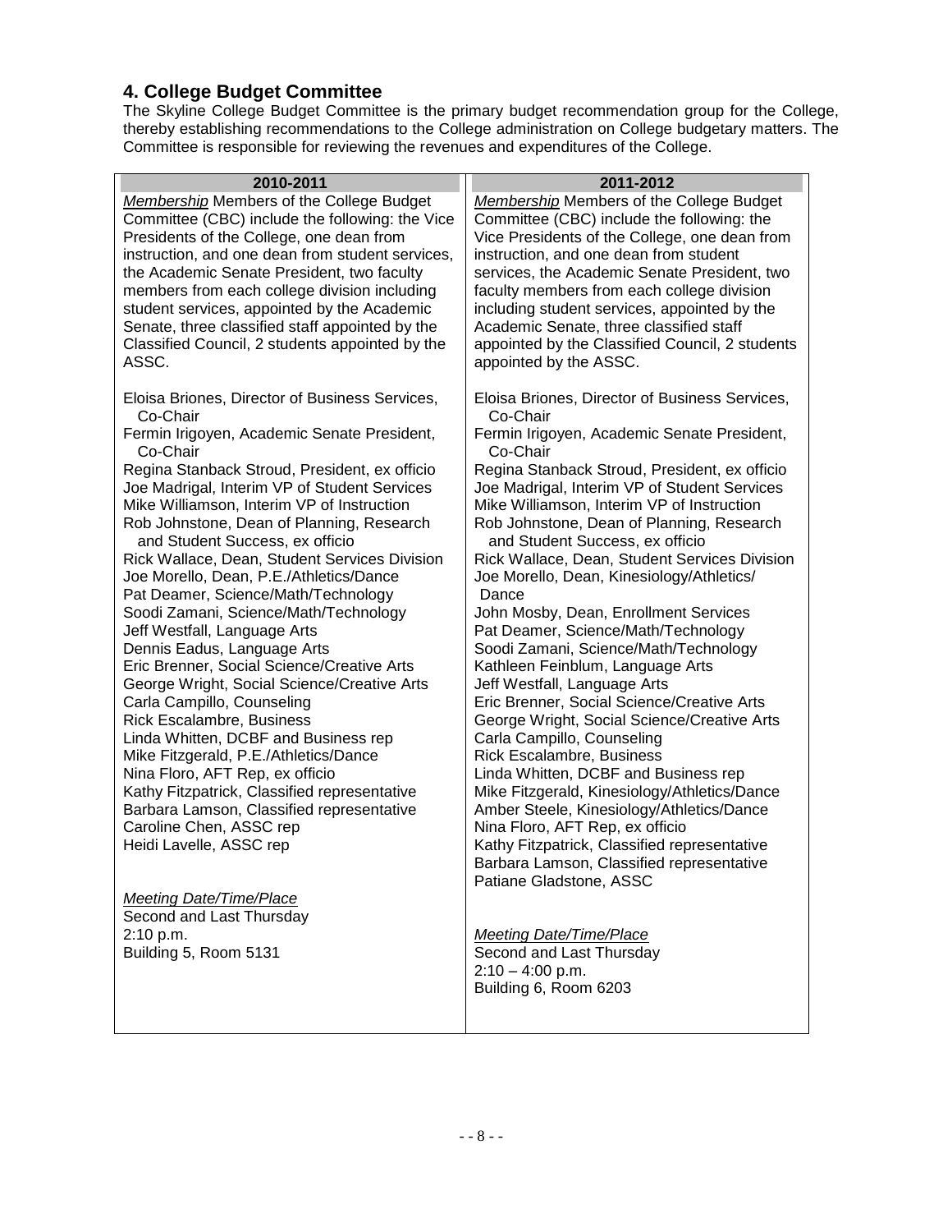## 4. College Budget Committee

The Skyline College Budget Committee is the primary budget recommendation group for the College, thereby establishing recommendations to the College administration on College budgetary matters. The Committee is responsible for reviewing the revenues and expenditures of the College.

| 2010-2011 | 2011-2012 |
|---|---|
| *Membership* Members of the College Budget Committee (CBC) include the following: the Vice Presidents of the College, one dean from instruction, and one dean from student services, the Academic Senate President, two faculty members from each college division including student services, appointed by the Academic Senate, three classified staff appointed by the Classified Council, 2 students appointed by the ASSC.<br><br>Eloisa Briones, Director of Business Services, Co-Chair<br>Fermin Irigoyen, Academic Senate President, Co-Chair<br>Regina Stanback Stroud, President, ex officio<br>Joe Madrigal, Interim VP of Student Services<br>Mike Williamson, Interim VP of Instruction<br>Rob Johnstone, Dean of Planning, Research and Student Success, ex officio<br>Rick Wallace, Dean, Student Services Division<br>Joe Morello, Dean, P.E./Athletics/Dance<br>Pat Deamer, Science/Math/Technology<br>Soodi Zamani, Science/Math/Technology<br>Jeff Westfall, Language Arts<br>Dennis Eadus, Language Arts<br>Eric Brenner, Social Science/Creative Arts<br>George Wright, Social Science/Creative Arts<br>Carla Campillo, Counseling<br>Rick Escalambre, Business<br>Linda Whitten, DCBF and Business rep<br>Mike Fitzgerald, P.E./Athletics/Dance<br>Nina Floro, AFT Rep, ex officio<br>Kathy Fitzpatrick, Classified representative<br>Barbara Lamson, Classified representative<br>Caroline Chen, ASSC rep<br>Heidi Lavelle, ASSC rep<br><br>*Meeting Date/Time/Place*<br>Second and Last Thursday<br>2:10 p.m.<br>Building 5, Room 5131 | *Membership* Members of the College Budget Committee (CBC) include the following: the Vice Presidents of the College, one dean from instruction, and one dean from student services, the Academic Senate President, two faculty members from each college division including student services, appointed by the Academic Senate, three classified staff appointed by the Classified Council, 2 students appointed by the ASSC.<br><br>Eloisa Briones, Director of Business Services, Co-Chair<br>Fermin Irigoyen, Academic Senate President, Co-Chair<br>Regina Stanback Stroud, President, ex officio<br>Joe Madrigal, Interim VP of Student Services<br>Mike Williamson, Interim VP of Instruction<br>Rob Johnstone, Dean of Planning, Research and Student Success, ex officio<br>Rick Wallace, Dean, Student Services Division<br>Joe Morello, Dean, Kinesiology/Athletics/ Dance<br>John Mosby, Dean, Enrollment Services<br>Pat Deamer, Science/Math/Technology<br>Soodi Zamani, Science/Math/Technology<br>Kathleen Feinblum, Language Arts<br>Jeff Westfall, Language Arts<br>Eric Brenner, Social Science/Creative Arts<br>George Wright, Social Science/Creative Arts<br>Carla Campillo, Counseling<br>Rick Escalambre, Business<br>Linda Whitten, DCBF and Business rep<br>Mike Fitzgerald, Kinesiology/Athletics/Dance<br>Amber Steele, Kinesiology/Athletics/Dance<br>Nina Floro, AFT Rep, ex officio<br>Kathy Fitzpatrick, Classified representative<br>Barbara Lamson, Classified representative<br>Patiane Gladstone, ASSC<br><br>*Meeting Date/Time/Place*<br>Second and Last Thursday<br>2:10 – 4:00 p.m.<br>Building 6, Room 6203 |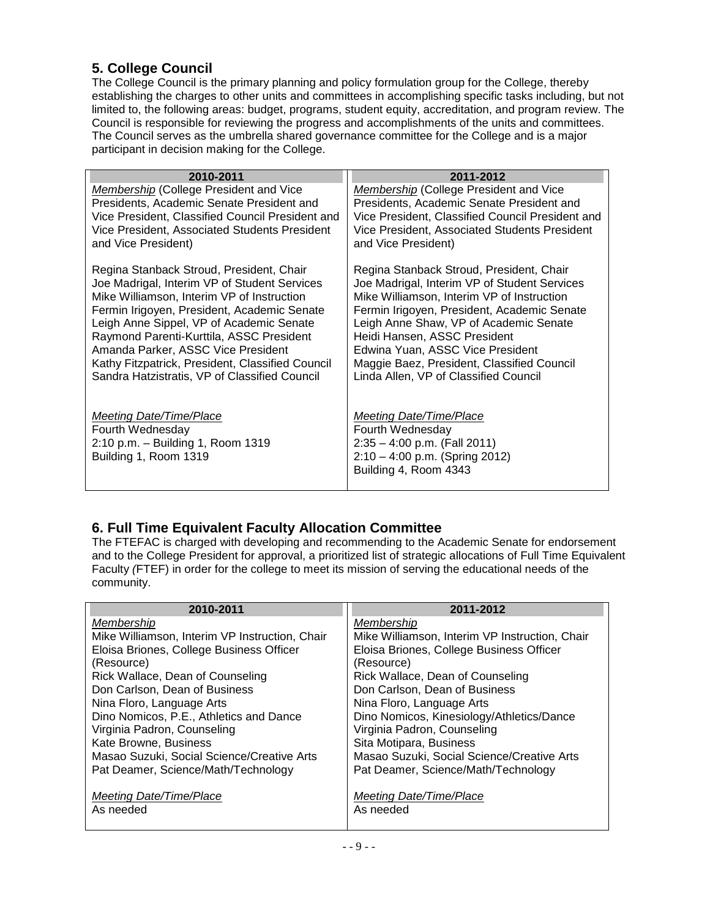## 5. College Council

The College Council is the primary planning and policy formulation group for the College, thereby establishing the charges to other units and committees in accomplishing specific tasks including, but not limited to, the following areas: budget, programs, student equity, accreditation, and program review. The Council is responsible for reviewing the progress and accomplishments of the units and committees. The Council serves as the umbrella shared governance committee for the College and is a major participant in decision making for the College.

| 2010-2011 | 2011-2012 |
|---|---|
| *Membership* (College President and Vice Presidents, Academic Senate President and Vice President, Classified Council President and Vice President, Associated Students President and Vice President)<br><br>Regina Stanback Stroud, President, Chair<br>Joe Madrigal, Interim VP of Student Services<br>Mike Williamson, Interim VP of Instruction<br>Fermin Irigoyen, President, Academic Senate<br>Leigh Anne Sippel, VP of Academic Senate<br>Raymond Parenti-Kurttila, ASSC President<br>Amanda Parker, ASSC Vice President<br>Kathy Fitzpatrick, President, Classified Council<br>Sandra Hatzistratis, VP of Classified Council<br><br>*Meeting Date/Time/Place*<br>Fourth Wednesday<br>2:10 p.m. – Building 1, Room 1319<br>Building 1, Room 1319 | *Membership* (College President and Vice Presidents, Academic Senate President and Vice President, Classified Council President and Vice President, Associated Students President and Vice President)<br><br>Regina Stanback Stroud, President, Chair<br>Joe Madrigal, Interim VP of Student Services<br>Mike Williamson, Interim VP of Instruction<br>Fermin Irigoyen, President, Academic Senate<br>Leigh Anne Shaw, VP of Academic Senate<br>Heidi Hansen, ASSC President<br>Edwina Yuan, ASSC Vice President<br>Maggie Baez, President, Classified Council<br>Linda Allen, VP of Classified Council<br><br>*Meeting Date/Time/Place*<br>Fourth Wednesday<br>2:35 – 4:00 p.m. (Fall 2011)<br>2:10 – 4:00 p.m. (Spring 2012)<br>Building 4, Room 4343 |

## 6. Full Time Equivalent Faculty Allocation Committee

The FTEFAC is charged with developing and recommending to the Academic Senate for endorsement and to the College President for approval, a prioritized list of strategic allocations of Full Time Equivalent Faculty (FTEF) in order for the college to meet its mission of serving the educational needs of the community.

| 2010-2011 | 2011-2012 |
|---|---|
| *Membership*<br>Mike Williamson, Interim VP Instruction, Chair<br>Eloisa Briones, College Business Officer (Resource)<br>Rick Wallace, Dean of Counseling<br>Don Carlson, Dean of Business<br>Nina Floro, Language Arts<br>Dino Nomicos, P.E., Athletics and Dance<br>Virginia Padron, Counseling<br>Kate Browne, Business<br>Masao Suzuki, Social Science/Creative Arts<br>Pat Deamer, Science/Math/Technology<br><br>*Meeting Date/Time/Place*<br>As needed | *Membership*<br>Mike Williamson, Interim VP Instruction, Chair<br>Eloisa Briones, College Business Officer (Resource)<br>Rick Wallace, Dean of Counseling<br>Don Carlson, Dean of Business<br>Nina Floro, Language Arts<br>Dino Nomicos, Kinesiology/Athletics/Dance<br>Virginia Padron, Counseling<br>Sita Motipara, Business<br>Masao Suzuki, Social Science/Creative Arts<br>Pat Deamer, Science/Math/Technology<br><br>*Meeting Date/Time/Place*<br>As needed |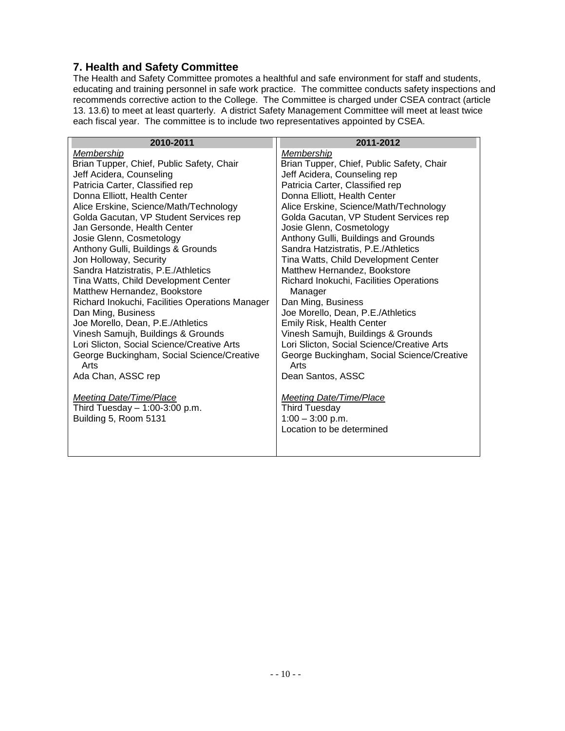## 7. Health and Safety Committee

The Health and Safety Committee promotes a healthful and safe environment for staff and students, educating and training personnel in safe work practice. The committee conducts safety inspections and recommends corrective action to the College. The Committee is charged under CSEA contract (article 13. 13.6) to meet at least quarterly. A district Safety Management Committee will meet at least twice each fiscal year. The committee is to include two representatives appointed by CSEA.

| 2010-2011 | 2011-2012 |
|---|---|
| *Membership*<br>Brian Tupper, Chief, Public Safety, Chair<br>Jeff Acidera, Counseling<br>Patricia Carter, Classified rep<br>Donna Elliott, Health Center<br>Alice Erskine, Science/Math/Technology<br>Golda Gacutan, VP Student Services rep<br>Jan Gersonde, Health Center<br>Josie Glenn, Cosmetology<br>Anthony Gulli, Buildings & Grounds<br>Jon Holloway, Security<br>Sandra Hatzistratis, P.E./Athletics<br>Tina Watts, Child Development Center<br>Matthew Hernandez, Bookstore<br>Richard Inokuchi, Facilities Operations Manager<br>Dan Ming, Business<br>Joe Morello, Dean, P.E./Athletics<br>Vinesh Samujh, Buildings & Grounds<br>Lori Slicton, Social Science/Creative Arts<br>George Buckingham, Social Science/Creative Arts<br>Ada Chan, ASSC rep<br><br>*Meeting Date/Time/Place*<br>Third Tuesday – 1:00-3:00 p.m.<br>Building 5, Room 5131 | *Membership*<br>Brian Tupper, Chief, Public Safety, Chair<br>Jeff Acidera, Counseling rep<br>Patricia Carter, Classified rep<br>Donna Elliott, Health Center<br>Alice Erskine, Science/Math/Technology<br>Golda Gacutan, VP Student Services rep<br>Josie Glenn, Cosmetology<br>Anthony Gulli, Buildings and Grounds<br>Sandra Hatzistratis, P.E./Athletics<br>Tina Watts, Child Development Center<br>Matthew Hernandez, Bookstore<br>Richard Inokuchi, Facilities Operations Manager<br>Dan Ming, Business<br>Joe Morello, Dean, P.E./Athletics<br>Emily Risk, Health Center<br>Vinesh Samujh, Buildings & Grounds<br>Lori Slicton, Social Science/Creative Arts<br>George Buckingham, Social Science/Creative Arts<br>Dean Santos, ASSC<br><br>*Meeting Date/Time/Place*<br>Third Tuesday<br>1:00 – 3:00 p.m.<br>Location to be determined |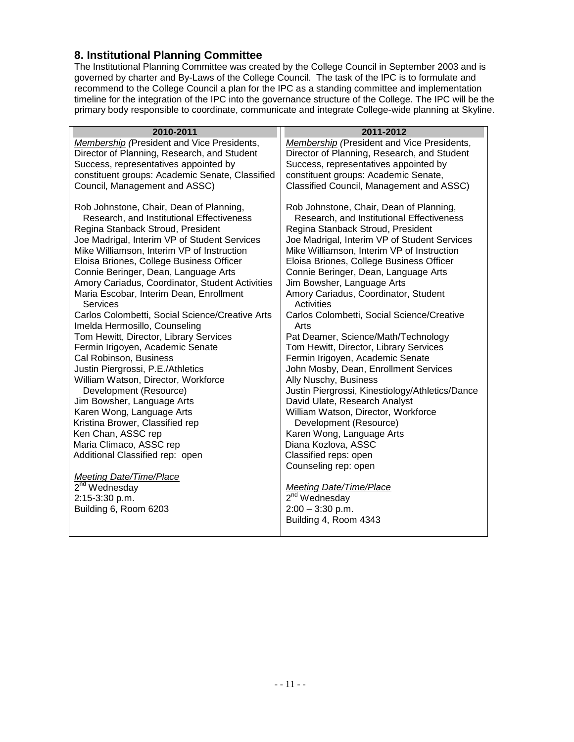## 8. Institutional Planning Committee

The Institutional Planning Committee was created by the College Council in September 2003 and is governed by charter and By-Laws of the College Council. The task of the IPC is to formulate and recommend to the College Council a plan for the IPC as a standing committee and implementation timeline for the integration of the IPC into the governance structure of the College. The IPC will be the primary body responsible to coordinate, communicate and integrate College-wide planning at Skyline.

| 2010-2011 | 2011-2012 |
|---|---|
| *Membership* (President and Vice Presidents, Director of Planning, Research, and Student Success, representatives appointed by constituent groups: Academic Senate, Classified Council, Management and ASSC)<br><br>Rob Johnstone, Chair, Dean of Planning, Research, and Institutional Effectiveness<br>Regina Stanback Stroud, President<br>Joe Madrigal, Interim VP of Student Services<br>Mike Williamson, Interim VP of Instruction<br>Eloisa Briones, College Business Officer<br>Connie Beringer, Dean, Language Arts<br>Amory Cariadus, Coordinator, Student Activities<br>Maria Escobar, Interim Dean, Enrollment Services<br>Carlos Colombetti, Social Science/Creative Arts<br>Imelda Hermosillo, Counseling<br>Tom Hewitt, Director, Library Services<br>Fermin Irigoyen, Academic Senate<br>Cal Robinson, Business<br>Justin Piergrossi, P.E./Athletics<br>William Watson, Director, Workforce Development (Resource)<br>Jim Bowsher, Language Arts<br>Karen Wong, Language Arts<br>Kristina Brower, Classified rep<br>Ken Chan, ASSC rep<br>Maria Climaco, ASSC rep<br>Additional Classified rep: open<br><br>*Meeting Date/Time/Place*<br>2nd Wednesday<br>2:15-3:30 p.m.<br>Building 6, Room 6203 | *Membership* (President and Vice Presidents, Director of Planning, Research, and Student Success, representatives appointed by constituent groups: Academic Senate, Classified Council, Management and ASSC)<br><br>Rob Johnstone, Chair, Dean of Planning, Research, and Institutional Effectiveness<br>Regina Stanback Stroud, President<br>Joe Madrigal, Interim VP of Student Services<br>Mike Williamson, Interim VP of Instruction<br>Eloisa Briones, College Business Officer<br>Connie Beringer, Dean, Language Arts<br>Jim Bowsher, Language Arts<br>Amory Cariadus, Coordinator, Student Activities<br>Carlos Colombetti, Social Science/Creative Arts<br>Pat Deamer, Science/Math/Technology<br>Tom Hewitt, Director, Library Services<br>Fermin Irigoyen, Academic Senate<br>John Mosby, Dean, Enrollment Services<br>Ally Nuschy, Business<br>Justin Piergrossi, Kinesiology/Athletics/Dance<br>David Ulate, Research Analyst<br>William Watson, Director, Workforce Development (Resource)<br>Karen Wong, Language Arts<br>Diana Kozlova, ASSC<br>Classified reps: open<br>Counseling rep: open<br><br>*Meeting Date/Time/Place*<br>2nd Wednesday<br>2:00 – 3:30 p.m.<br>Building 4, Room 4343 |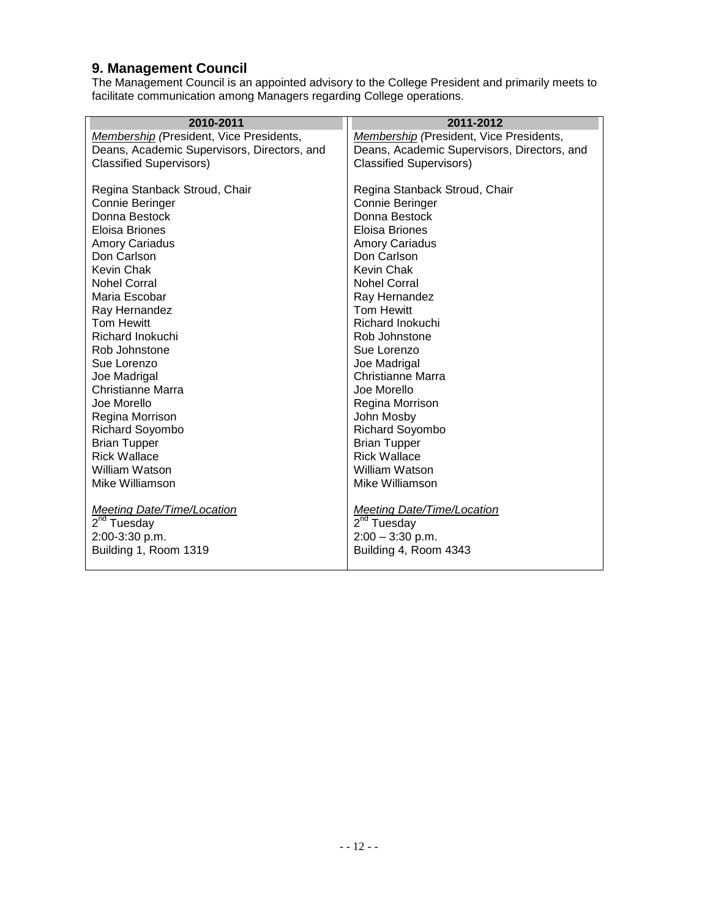## 9. Management Council

The Management Council is an appointed advisory to the College President and primarily meets to facilitate communication among Managers regarding College operations.

| 2010-2011 | 2011-2012 |
|---|---|
| *Membership (*President, Vice Presidents, Deans, Academic Supervisors, Directors, and Classified Supervisors) | *Membership (*President, Vice Presidents, Deans, Academic Supervisors, Directors, and Classified Supervisors) |
| Regina Stanback Stroud, Chair<br>Connie Beringer<br>Donna Bestock<br>Eloisa Briones<br>Amory Cariadus<br>Don Carlson<br>Kevin Chak<br>Nohel Corral<br>Maria Escobar<br>Ray Hernandez<br>Tom Hewitt<br>Richard Inokuchi<br>Rob Johnstone<br>Sue Lorenzo<br>Joe Madrigal<br>Christianne Marra<br>Joe Morello<br>Regina Morrison<br>Richard Soyombo<br>Brian Tupper<br>Rick Wallace<br>William Watson<br>Mike Williamson | Regina Stanback Stroud, Chair<br>Connie Beringer<br>Donna Bestock<br>Eloisa Briones<br>Amory Cariadus<br>Don Carlson<br>Kevin Chak<br>Nohel Corral<br>Ray Hernandez<br>Tom Hewitt<br>Richard Inokuchi<br>Rob Johnstone<br>Sue Lorenzo<br>Joe Madrigal<br>Christianne Marra<br>Joe Morello<br>Regina Morrison<br>John Mosby<br>Richard Soyombo<br>Brian Tupper<br>Rick Wallace<br>William Watson<br>Mike Williamson |
| *Meeting Date/Time/Location*<br>2nd Tuesday<br>2:00-3:30 p.m.<br>Building 1, Room 1319 | *Meeting Date/Time/Location*<br>2nd Tuesday<br>2:00 – 3:30 p.m.<br>Building 4, Room 4343 |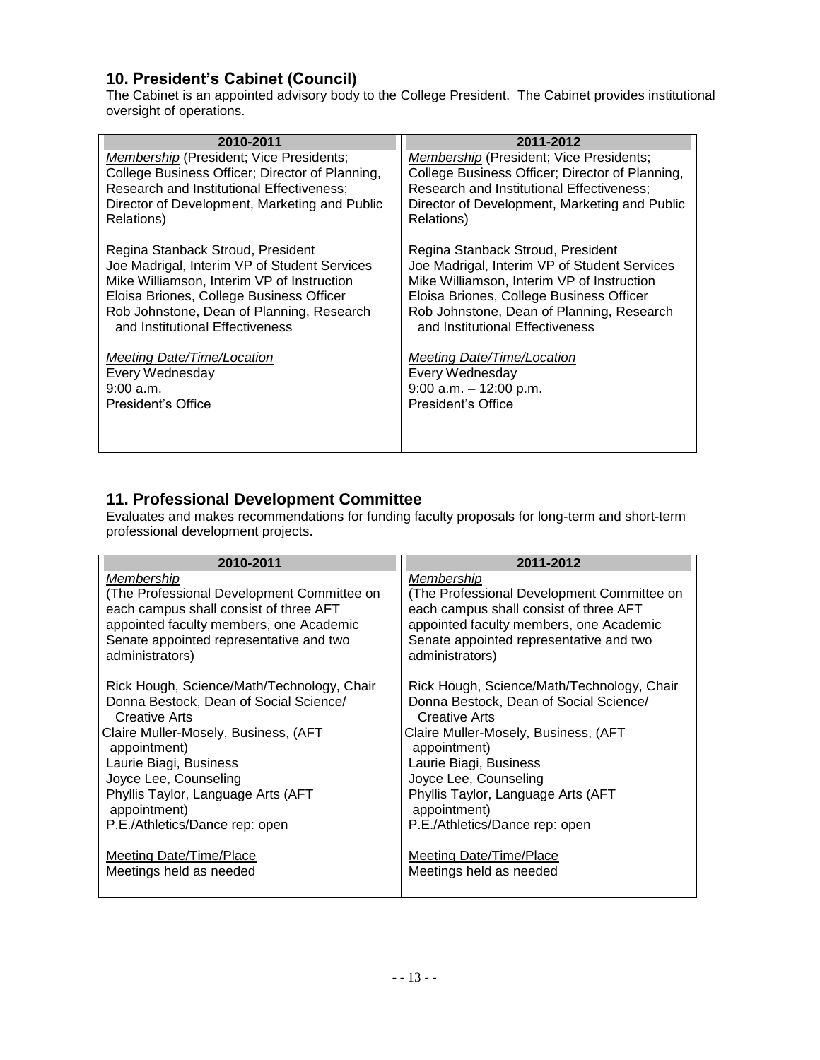## 10. President's Cabinet (Council)

The Cabinet is an appointed advisory body to the College President. The Cabinet provides institutional oversight of operations.

| 2010-2011 | 2011-2012 |
|---|---|
| *Membership* (President; Vice Presidents; College Business Officer; Director of Planning, Research and Institutional Effectiveness; Director of Development, Marketing and Public Relations) | *Membership* (President; Vice Presidents; College Business Officer; Director of Planning, Research and Institutional Effectiveness; Director of Development, Marketing and Public Relations) |
| Regina Stanback Stroud, President<br>Joe Madrigal, Interim VP of Student Services<br>Mike Williamson, Interim VP of Instruction<br>Eloisa Briones, College Business Officer<br>Rob Johnstone, Dean of Planning, Research and Institutional Effectiveness | Regina Stanback Stroud, President<br>Joe Madrigal, Interim VP of Student Services<br>Mike Williamson, Interim VP of Instruction<br>Eloisa Briones, College Business Officer<br>Rob Johnstone, Dean of Planning, Research and Institutional Effectiveness |
| *Meeting Date/Time/Location*<br>Every Wednesday<br>9:00 a.m.<br>President's Office | *Meeting Date/Time/Location*<br>Every Wednesday<br>9:00 a.m. – 12:00 p.m.<br>President's Office |

## 11. Professional Development Committee

Evaluates and makes recommendations for funding faculty proposals for long-term and short-term professional development projects.

| 2010-2011 | 2011-2012 |
|---|---|
| *Membership*<br>(The Professional Development Committee on each campus shall consist of three AFT appointed faculty members, one Academic Senate appointed representative and two administrators) | *Membership*<br>(The Professional Development Committee on each campus shall consist of three AFT appointed faculty members, one Academic Senate appointed representative and two administrators) |
| Rick Hough, Science/Math/Technology, Chair<br>Donna Bestock, Dean of Social Science/ Creative Arts<br>Claire Muller-Mosely, Business, (AFT appointment)<br>Laurie Biagi, Business<br>Joyce Lee, Counseling<br>Phyllis Taylor, Language Arts (AFT appointment)<br>P.E./Athletics/Dance rep: open | Rick Hough, Science/Math/Technology, Chair<br>Donna Bestock, Dean of Social Science/ Creative Arts<br>Claire Muller-Mosely, Business, (AFT appointment)<br>Laurie Biagi, Business<br>Joyce Lee, Counseling<br>Phyllis Taylor, Language Arts (AFT appointment)<br>P.E./Athletics/Dance rep: open |
| Meeting Date/Time/Place<br>Meetings held as needed | Meeting Date/Time/Place<br>Meetings held as needed |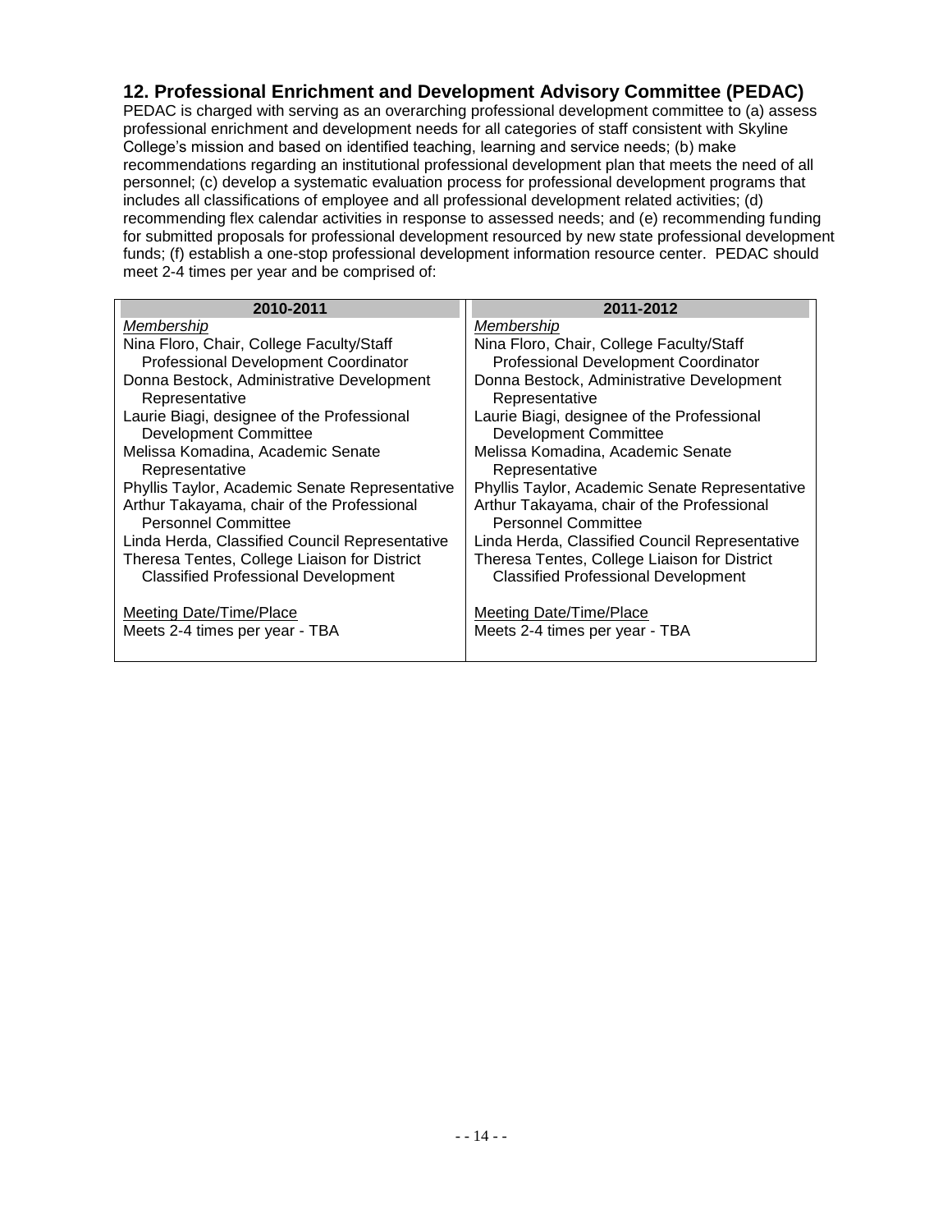## 12. Professional Enrichment and Development Advisory Committee (PEDAC)

PEDAC is charged with serving as an overarching professional development committee to (a) assess professional enrichment and development needs for all categories of staff consistent with Skyline College's mission and based on identified teaching, learning and service needs; (b) make recommendations regarding an institutional professional development plan that meets the need of all personnel; (c) develop a systematic evaluation process for professional development programs that includes all classifications of employee and all professional development related activities; (d) recommending flex calendar activities in response to assessed needs; and (e) recommending funding for submitted proposals for professional development resourced by new state professional development funds; (f) establish a one-stop professional development information resource center. PEDAC should meet 2-4 times per year and be comprised of:

| 2010-2011 | 2011-2012 |
|---|---|
| *Membership* | *Membership* |
| Nina Floro, Chair, College Faculty/Staff Professional Development Coordinator | Nina Floro, Chair, College Faculty/Staff Professional Development Coordinator |
| Donna Bestock, Administrative Development Representative | Donna Bestock, Administrative Development Representative |
| Laurie Biagi, designee of the Professional Development Committee | Laurie Biagi, designee of the Professional Development Committee |
| Melissa Komadina, Academic Senate Representative | Melissa Komadina, Academic Senate Representative |
| Phyllis Taylor, Academic Senate Representative | Phyllis Taylor, Academic Senate Representative |
| Arthur Takayama, chair of the Professional Personnel Committee | Arthur Takayama, chair of the Professional Personnel Committee |
| Linda Herda, Classified Council Representative | Linda Herda, Classified Council Representative |
| Theresa Tentes, College Liaison for District Classified Professional Development | Theresa Tentes, College Liaison for District Classified Professional Development |
| Meeting Date/Time/Place | Meeting Date/Time/Place |
| Meets 2-4 times per year - TBA | Meets 2-4 times per year - TBA |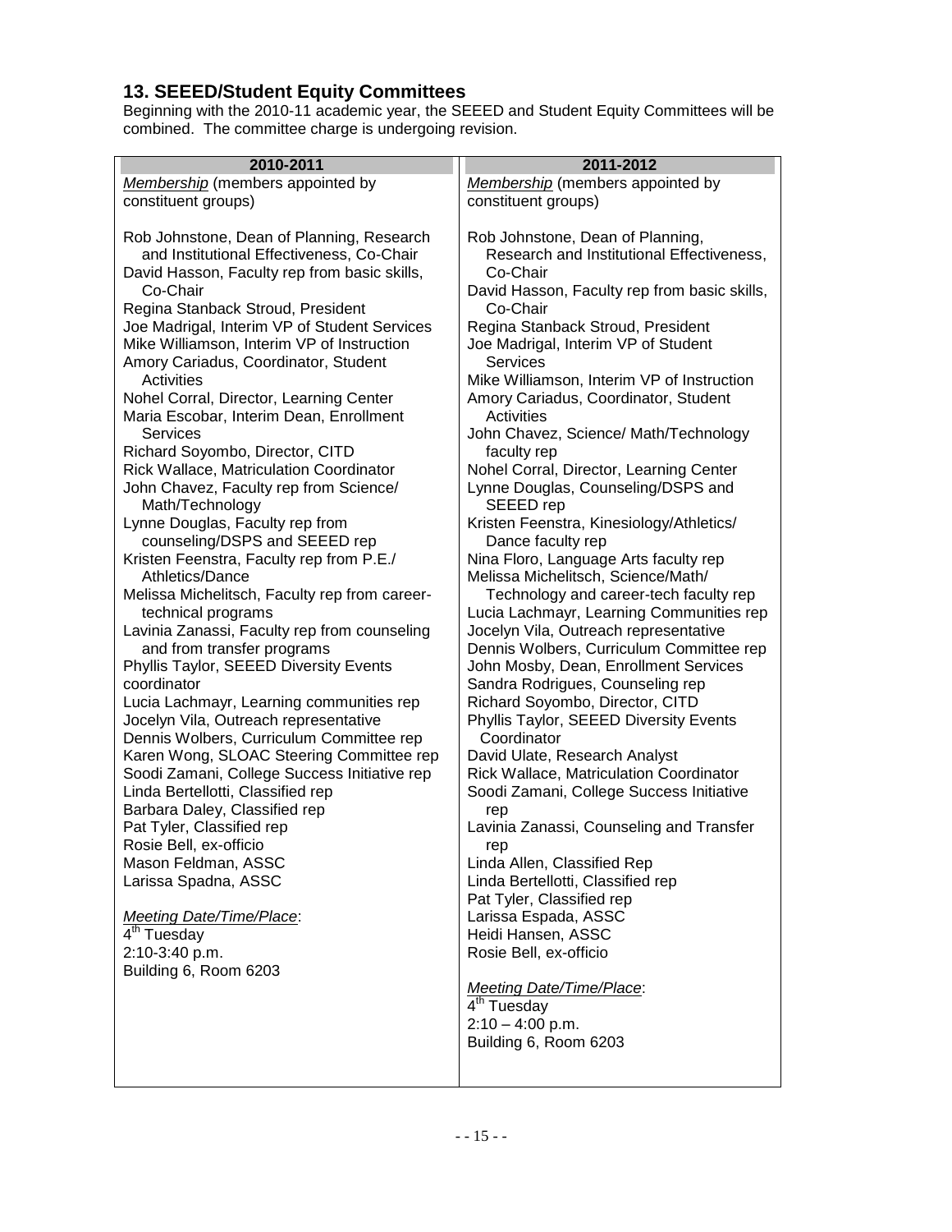## 13. SEEED/Student Equity Committees

Beginning with the 2010-11 academic year, the SEEED and Student Equity Committees will be combined. The committee charge is undergoing revision.

### 2010-2011

*Membership* (members appointed by constituent groups)

Rob Johnstone, Dean of Planning, Research and Institutional Effectiveness, Co-Chair
David Hasson, Faculty rep from basic skills, Co-Chair
Regina Stanback Stroud, President
Joe Madrigal, Interim VP of Student Services
Mike Williamson, Interim VP of Instruction
Amory Cariadus, Coordinator, Student Activities
Nohel Corral, Director, Learning Center
Maria Escobar, Interim Dean, Enrollment Services
Richard Soyombo, Director, CITD
Rick Wallace, Matriculation Coordinator
John Chavez, Faculty rep from Science/ Math/Technology
Lynne Douglas, Faculty rep from counseling/DSPS and SEEED rep
Kristen Feenstra, Faculty rep from P.E./ Athletics/Dance
Melissa Michelitsch, Faculty rep from career-technical programs
Lavinia Zanassi, Faculty rep from counseling and from transfer programs
Phyllis Taylor, SEEED Diversity Events coordinator
Lucia Lachmayr, Learning communities rep
Jocelyn Vila, Outreach representative
Dennis Wolbers, Curriculum Committee rep
Karen Wong, SLOAC Steering Committee rep
Soodi Zamani, College Success Initiative rep
Linda Bertellotti, Classified rep
Barbara Daley, Classified rep
Pat Tyler, Classified rep
Rosie Bell, ex-officio
Mason Feldman, ASSC
Larissa Spadna, ASSC

*Meeting Date/Time/Place*:
4th Tuesday
2:10-3:40 p.m.
Building 6, Room 6203

### 2011-2012

*Membership* (members appointed by constituent groups)

Rob Johnstone, Dean of Planning, Research and Institutional Effectiveness, Co-Chair
David Hasson, Faculty rep from basic skills, Co-Chair
Regina Stanback Stroud, President
Joe Madrigal, Interim VP of Student Services
Mike Williamson, Interim VP of Instruction
Amory Cariadus, Coordinator, Student Activities
John Chavez, Science/ Math/Technology faculty rep
Nohel Corral, Director, Learning Center
Lynne Douglas, Counseling/DSPS and SEEED rep
Kristen Feenstra, Kinesiology/Athletics/ Dance faculty rep
Nina Floro, Language Arts faculty rep
Melissa Michelitsch, Science/Math/ Technology and career-tech faculty rep
Lucia Lachmayr, Learning Communities rep
Jocelyn Vila, Outreach representative
Dennis Wolbers, Curriculum Committee rep
John Mosby, Dean, Enrollment Services
Sandra Rodrigues, Counseling rep
Richard Soyombo, Director, CITD
Phyllis Taylor, SEEED Diversity Events Coordinator
David Ulate, Research Analyst
Rick Wallace, Matriculation Coordinator
Soodi Zamani, College Success Initiative rep
Lavinia Zanassi, Counseling and Transfer rep
Linda Allen, Classified Rep
Linda Bertellotti, Classified rep
Pat Tyler, Classified rep
Larissa Espada, ASSC
Heidi Hansen, ASSC
Rosie Bell, ex-officio

*Meeting Date/Time/Place*:
4th Tuesday
2:10 – 4:00 p.m.
Building 6, Room 6203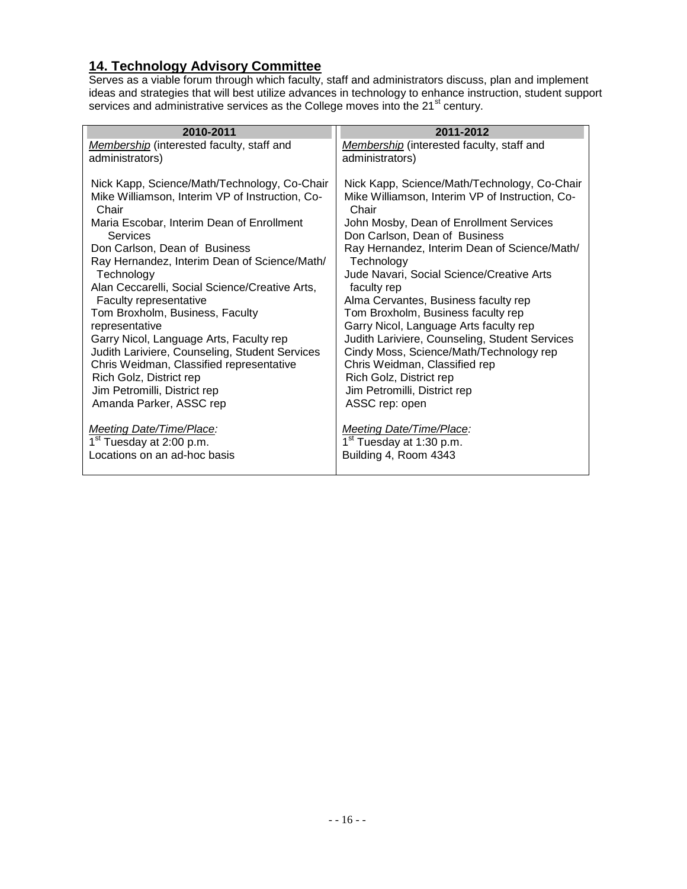## 14. Technology Advisory Committee

Serves as a viable forum through which faculty, staff and administrators discuss, plan and implement ideas and strategies that will best utilize advances in technology to enhance instruction, student support services and administrative services as the College moves into the 21st century.

| 2010-2011 | 2011-2012 |
|---|---|
| *Membership* (interested faculty, staff and administrators) | *Membership* (interested faculty, staff and administrators) |
| Nick Kapp, Science/Math/Technology, Co-Chair<br>Mike Williamson, Interim VP of Instruction, Co-Chair<br>Maria Escobar, Interim Dean of Enrollment Services<br>Don Carlson, Dean of Business<br>Ray Hernandez, Interim Dean of Science/Math/Technology<br>Alan Ceccarelli, Social Science/Creative Arts, Faculty representative<br>Tom Broxholm, Business, Faculty representative<br>Garry Nicol, Language Arts, Faculty rep<br>Judith Lariviere, Counseling, Student Services<br>Chris Weidman, Classified representative<br>Rich Golz, District rep<br>Jim Petromilli, District rep<br>Amanda Parker, ASSC rep | Nick Kapp, Science/Math/Technology, Co-Chair<br>Mike Williamson, Interim VP of Instruction, Co-Chair<br>John Mosby, Dean of Enrollment Services<br>Don Carlson, Dean of Business<br>Ray Hernandez, Interim Dean of Science/Math/Technology<br>Jude Navari, Social Science/Creative Arts faculty rep<br>Alma Cervantes, Business faculty rep<br>Tom Broxholm, Business faculty rep<br>Garry Nicol, Language Arts faculty rep<br>Judith Lariviere, Counseling, Student Services<br>Cindy Moss, Science/Math/Technology rep<br>Chris Weidman, Classified rep<br>Rich Golz, District rep<br>Jim Petromilli, District rep<br>ASSC rep: open |
| *Meeting Date/Time/Place:*<br>1st Tuesday at 2:00 p.m.<br>Locations on an ad-hoc basis | *Meeting Date/Time/Place:*<br>1st Tuesday at 1:30 p.m.<br>Building 4, Room 4343 |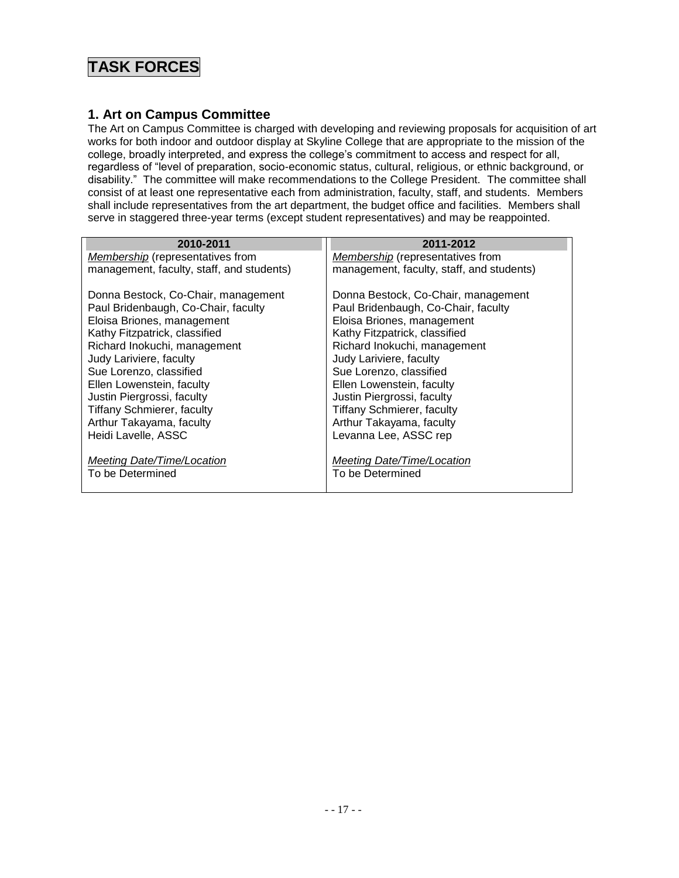# TASK FORCES

## 1. Art on Campus Committee

The Art on Campus Committee is charged with developing and reviewing proposals for acquisition of art works for both indoor and outdoor display at Skyline College that are appropriate to the mission of the college, broadly interpreted, and express the college's commitment to access and respect for all, regardless of "level of preparation, socio-economic status, cultural, religious, or ethnic background, or disability." The committee will make recommendations to the College President. The committee shall consist of at least one representative each from administration, faculty, staff, and students. Members shall include representatives from the art department, the budget office and facilities. Members shall serve in staggered three-year terms (except student representatives) and may be reappointed.

| 2010-2011 | 2011-2012 |
|---|---|
| *Membership* (representatives from management, faculty, staff, and students) | *Membership* (representatives from management, faculty, staff, and students) |
| Donna Bestock, Co-Chair, management | Donna Bestock, Co-Chair, management |
| Paul Bridenbaugh, Co-Chair, faculty | Paul Bridenbaugh, Co-Chair, faculty |
| Eloisa Briones, management | Eloisa Briones, management |
| Kathy Fitzpatrick, classified | Kathy Fitzpatrick, classified |
| Richard Inokuchi, management | Richard Inokuchi, management |
| Judy Lariviere, faculty | Judy Lariviere, faculty |
| Sue Lorenzo, classified | Sue Lorenzo, classified |
| Ellen Lowenstein, faculty | Ellen Lowenstein, faculty |
| Justin Piergrossi, faculty | Justin Piergrossi, faculty |
| Tiffany Schmierer, faculty | Tiffany Schmierer, faculty |
| Arthur Takayama, faculty | Arthur Takayama, faculty |
| Heidi Lavelle, ASSC | Levanna Lee, ASSC rep |
| *Meeting Date/Time/Location* | *Meeting Date/Time/Location* |
| To be Determined | To be Determined |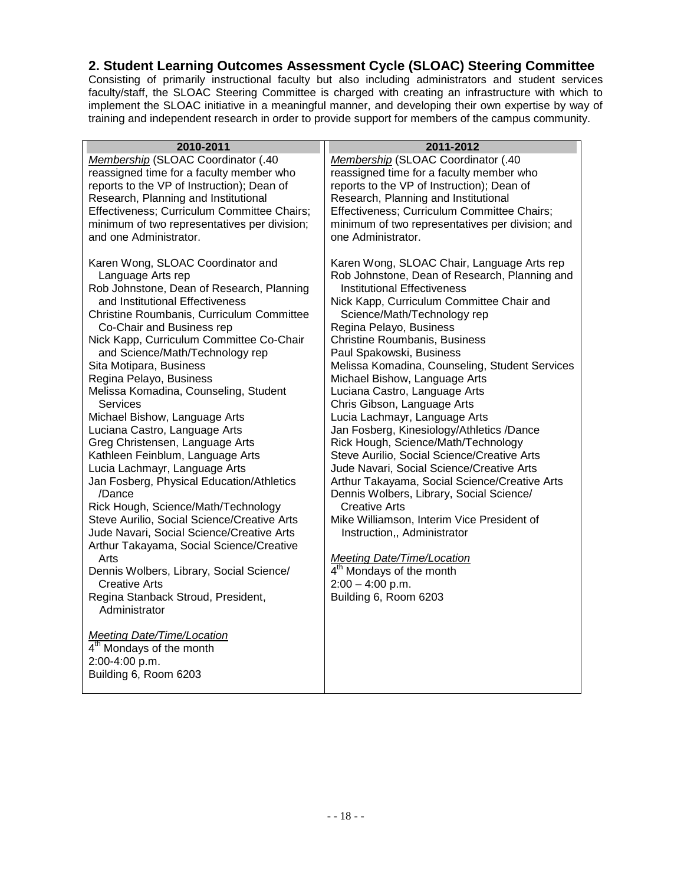## 2. Student Learning Outcomes Assessment Cycle (SLOAC) Steering Committee

Consisting of primarily instructional faculty but also including administrators and student services faculty/staff, the SLOAC Steering Committee is charged with creating an infrastructure with which to implement the SLOAC initiative in a meaningful manner, and developing their own expertise by way of training and independent research in order to provide support for members of the campus community.

### 2010-2011

*Membership* (SLOAC Coordinator (.40 reassigned time for a faculty member who reports to the VP of Instruction); Dean of Research, Planning and Institutional Effectiveness; Curriculum Committee Chairs; minimum of two representatives per division; and one Administrator.

- Karen Wong, SLOAC Coordinator and Language Arts rep
- Rob Johnstone, Dean of Research, Planning and Institutional Effectiveness
- Christine Roumbanis, Curriculum Committee Co-Chair and Business rep
- Nick Kapp, Curriculum Committee Co-Chair and Science/Math/Technology rep
- Sita Motipara, Business
- Regina Pelayo, Business
- Melissa Komadina, Counseling, Student Services
- Michael Bishow, Language Arts
- Luciana Castro, Language Arts
- Greg Christensen, Language Arts
- Kathleen Feinblum, Language Arts
- Lucia Lachmayr, Language Arts
- Jan Fosberg, Physical Education/Athletics /Dance
- Rick Hough, Science/Math/Technology
- Steve Aurilio, Social Science/Creative Arts
- Jude Navari, Social Science/Creative Arts
- Arthur Takayama, Social Science/Creative Arts
- Dennis Wolbers, Library, Social Science/ Creative Arts
- Regina Stanback Stroud, President, Administrator

*Meeting Date/Time/Location*
4th Mondays of the month
2:00-4:00 p.m.
Building 6, Room 6203

### 2011-2012

*Membership* (SLOAC Coordinator (.40 reassigned time for a faculty member who reports to the VP of Instruction); Dean of Research, Planning and Institutional Effectiveness; Curriculum Committee Chairs; minimum of two representatives per division; and one Administrator.

- Karen Wong, SLOAC Chair, Language Arts rep
- Rob Johnstone, Dean of Research, Planning and Institutional Effectiveness
- Nick Kapp, Curriculum Committee Chair and Science/Math/Technology rep
- Regina Pelayo, Business
- Christine Roumbanis, Business
- Paul Spakowski, Business
- Melissa Komadina, Counseling, Student Services
- Michael Bishow, Language Arts
- Luciana Castro, Language Arts
- Chris Gibson, Language Arts
- Lucia Lachmayr, Language Arts
- Jan Fosberg, Kinesiology/Athletics /Dance
- Rick Hough, Science/Math/Technology
- Steve Aurilio, Social Science/Creative Arts
- Jude Navari, Social Science/Creative Arts
- Arthur Takayama, Social Science/Creative Arts
- Dennis Wolbers, Library, Social Science/ Creative Arts
- Mike Williamson, Interim Vice President of Instruction,, Administrator

*Meeting Date/Time/Location*
4th Mondays of the month
2:00 – 4:00 p.m.
Building 6, Room 6203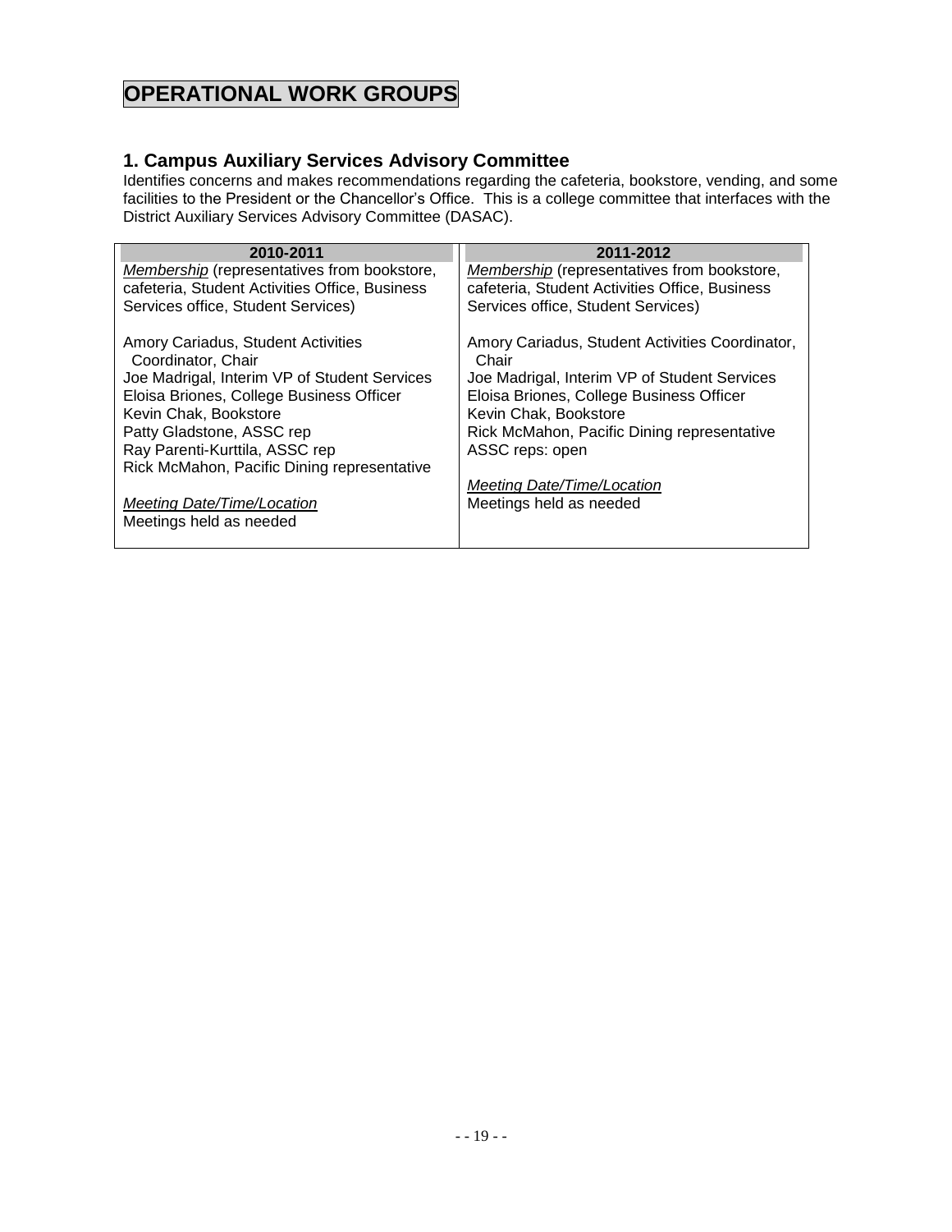# OPERATIONAL WORK GROUPS

## 1. Campus Auxiliary Services Advisory Committee

Identifies concerns and makes recommendations regarding the cafeteria, bookstore, vending, and some facilities to the President or the Chancellor's Office. This is a college committee that interfaces with the District Auxiliary Services Advisory Committee (DASAC).

| 2010-2011 | 2011-2012 |
|---|---|
| *Membership* (representatives from bookstore, cafeteria, Student Activities Office, Business Services office, Student Services)<br><br>Amory Cariadus, Student Activities Coordinator, Chair<br>Joe Madrigal, Interim VP of Student Services<br>Eloisa Briones, College Business Officer<br>Kevin Chak, Bookstore<br>Patty Gladstone, ASSC rep<br>Ray Parenti-Kurttila, ASSC rep<br>Rick McMahon, Pacific Dining representative<br><br>*Meeting Date/Time/Location*<br>Meetings held as needed | *Membership* (representatives from bookstore, cafeteria, Student Activities Office, Business Services office, Student Services)<br><br>Amory Cariadus, Student Activities Coordinator, Chair<br>Joe Madrigal, Interim VP of Student Services<br>Eloisa Briones, College Business Officer<br>Kevin Chak, Bookstore<br>Rick McMahon, Pacific Dining representative<br>ASSC reps: open<br><br>*Meeting Date/Time/Location*<br>Meetings held as needed |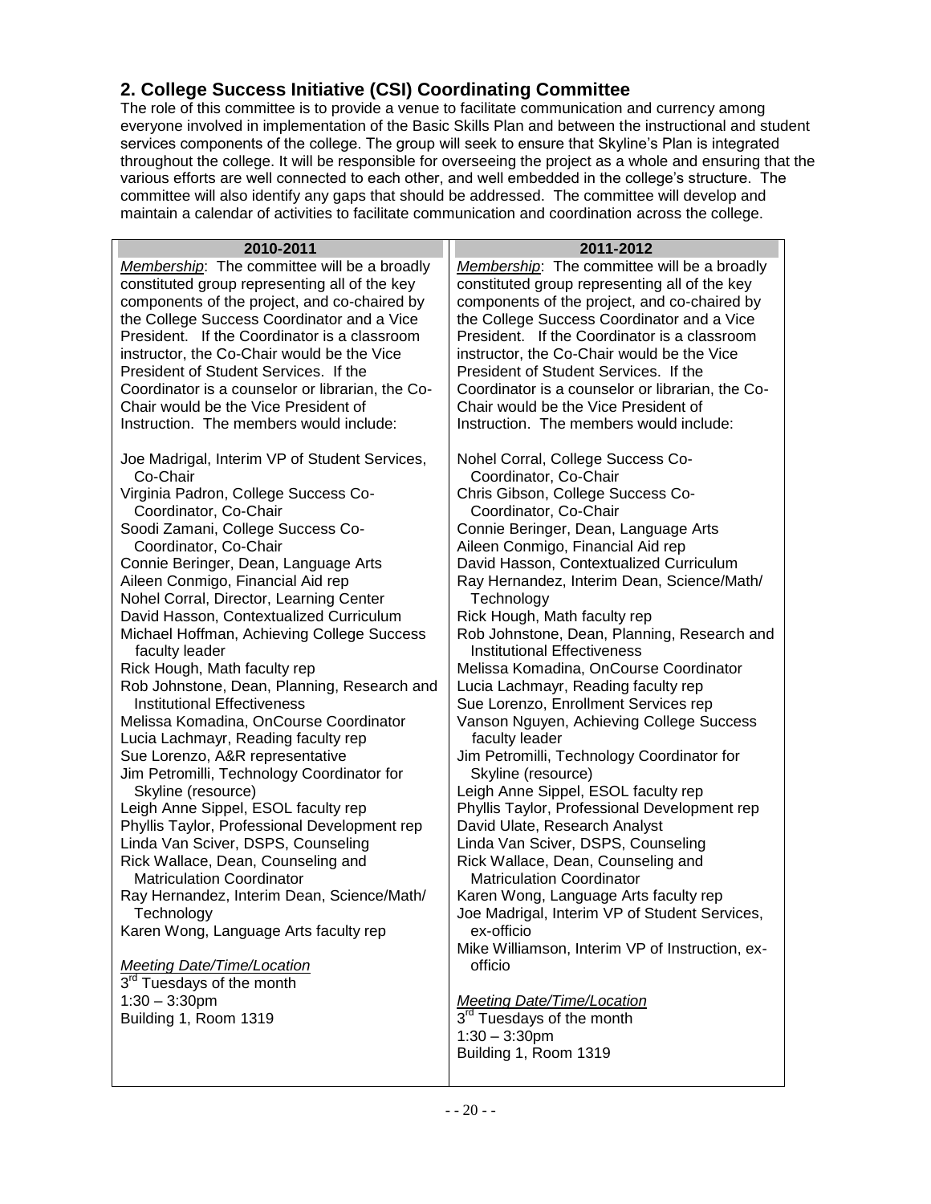## 2. College Success Initiative (CSI) Coordinating Committee

The role of this committee is to provide a venue to facilitate communication and currency among everyone involved in implementation of the Basic Skills Plan and between the instructional and student services components of the college. The group will seek to ensure that Skyline's Plan is integrated throughout the college. It will be responsible for overseeing the project as a whole and ensuring that the various efforts are well connected to each other, and well embedded in the college's structure. The committee will also identify any gaps that should be addressed. The committee will develop and maintain a calendar of activities to facilitate communication and coordination across the college.

| 2010-2011 | 2011-2012 |
|---|---|
| *Membership*: The committee will be a broadly constituted group representing all of the key components of the project, and co-chaired by the College Success Coordinator and a Vice President. If the Coordinator is a classroom instructor, the Co-Chair would be the Vice President of Student Services. If the Coordinator is a counselor or librarian, the Co-Chair would be the Vice President of Instruction. The members would include:<br><br>Joe Madrigal, Interim VP of Student Services, Co-Chair<br>Virginia Padron, College Success Co-Coordinator, Co-Chair<br>Soodi Zamani, College Success Co-Coordinator, Co-Chair<br>Connie Beringer, Dean, Language Arts<br>Aileen Conmigo, Financial Aid rep<br>Nohel Corral, Director, Learning Center<br>David Hasson, Contextualized Curriculum<br>Michael Hoffman, Achieving College Success faculty leader<br>Rick Hough, Math faculty rep<br>Rob Johnstone, Dean, Planning, Research and Institutional Effectiveness<br>Melissa Komadina, OnCourse Coordinator<br>Lucia Lachmayr, Reading faculty rep<br>Sue Lorenzo, A&R representative<br>Jim Petromilli, Technology Coordinator for Skyline (resource)<br>Leigh Anne Sippel, ESOL faculty rep<br>Phyllis Taylor, Professional Development rep<br>Linda Van Sciver, DSPS, Counseling<br>Rick Wallace, Dean, Counseling and Matriculation Coordinator<br>Ray Hernandez, Interim Dean, Science/Math/ Technology<br>Karen Wong, Language Arts faculty rep<br><br>*Meeting Date/Time/Location*<br>3rd Tuesdays of the month<br>1:30 – 3:30pm<br>Building 1, Room 1319 | *Membership*: The committee will be a broadly constituted group representing all of the key components of the project, and co-chaired by the College Success Coordinator and a Vice President. If the Coordinator is a classroom instructor, the Co-Chair would be the Vice President of Student Services. If the Coordinator is a counselor or librarian, the Co-Chair would be the Vice President of Instruction. The members would include:<br><br>Nohel Corral, College Success Co-Coordinator, Co-Chair<br>Chris Gibson, College Success Co-Coordinator, Co-Chair<br>Connie Beringer, Dean, Language Arts<br>Aileen Conmigo, Financial Aid rep<br>David Hasson, Contextualized Curriculum<br>Ray Hernandez, Interim Dean, Science/Math/ Technology<br>Rick Hough, Math faculty rep<br>Rob Johnstone, Dean, Planning, Research and Institutional Effectiveness<br>Melissa Komadina, OnCourse Coordinator<br>Lucia Lachmayr, Reading faculty rep<br>Sue Lorenzo, Enrollment Services rep<br>Vanson Nguyen, Achieving College Success faculty leader<br>Jim Petromilli, Technology Coordinator for Skyline (resource)<br>Leigh Anne Sippel, ESOL faculty rep<br>Phyllis Taylor, Professional Development rep<br>David Ulate, Research Analyst<br>Linda Van Sciver, DSPS, Counseling<br>Rick Wallace, Dean, Counseling and Matriculation Coordinator<br>Karen Wong, Language Arts faculty rep<br>Joe Madrigal, Interim VP of Student Services, ex-officio<br>Mike Williamson, Interim VP of Instruction, ex-officio<br><br>*Meeting Date/Time/Location*<br>3rd Tuesdays of the month<br>1:30 – 3:30pm<br>Building 1, Room 1319 |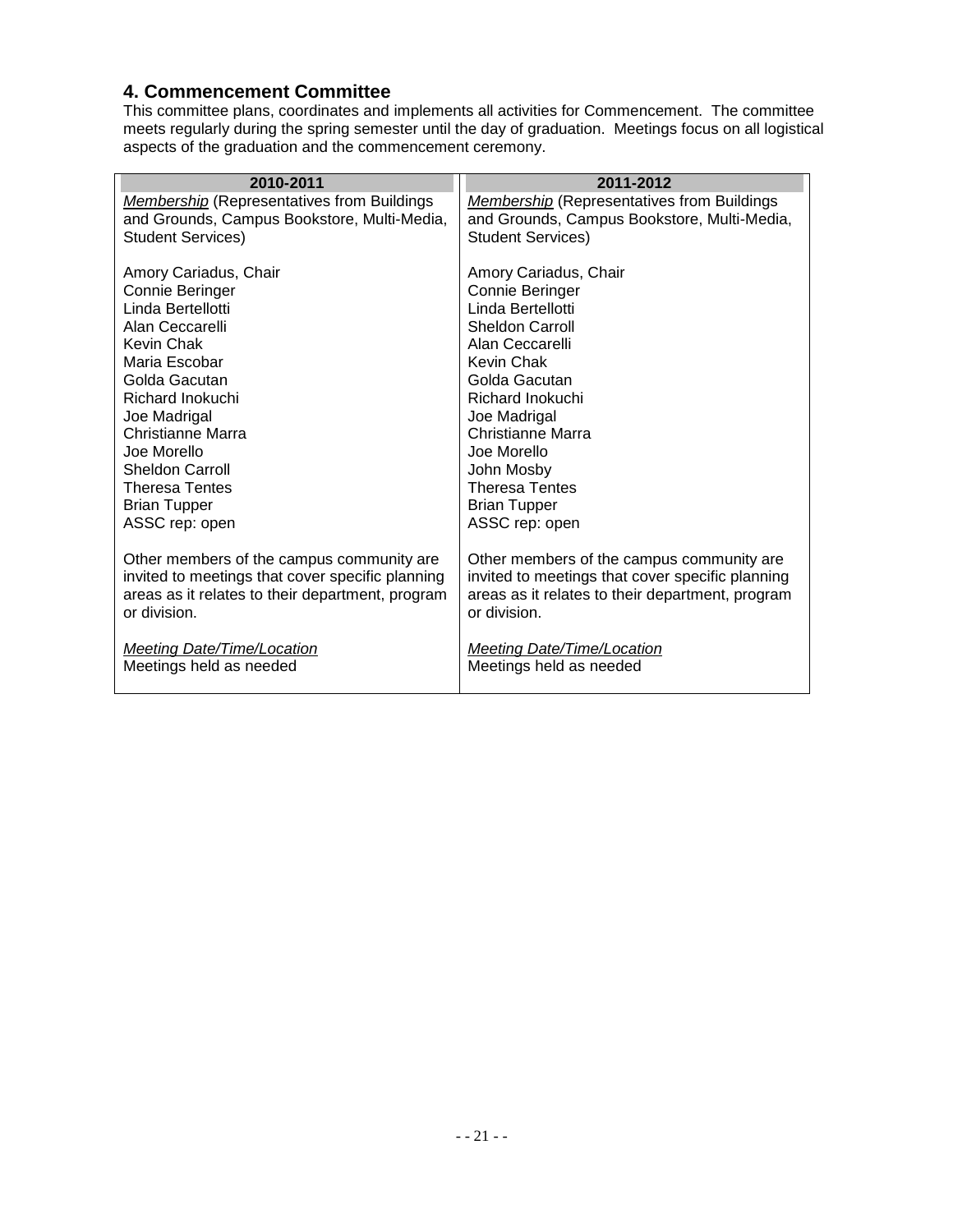## 4. Commencement Committee

This committee plans, coordinates and implements all activities for Commencement. The committee meets regularly during the spring semester until the day of graduation. Meetings focus on all logistical aspects of the graduation and the commencement ceremony.

| 2010-2011 | 2011-2012 |
|---|---|
| *Membership* (Representatives from Buildings and Grounds, Campus Bookstore, Multi-Media, Student Services) | *Membership* (Representatives from Buildings and Grounds, Campus Bookstore, Multi-Media, Student Services) |
| Amory Cariadus, Chair<br>Connie Beringer<br>Linda Bertellotti<br>Alan Ceccarelli<br>Kevin Chak<br>Maria Escobar<br>Golda Gacutan<br>Richard Inokuchi<br>Joe Madrigal<br>Christianne Marra<br>Joe Morello<br>Sheldon Carroll<br>Theresa Tentes<br>Brian Tupper<br>ASSC rep: open | Amory Cariadus, Chair<br>Connie Beringer<br>Linda Bertellotti<br>Sheldon Carroll<br>Alan Ceccarelli<br>Kevin Chak<br>Golda Gacutan<br>Richard Inokuchi<br>Joe Madrigal<br>Christianne Marra<br>Joe Morello<br>John Mosby<br>Theresa Tentes<br>Brian Tupper<br>ASSC rep: open |
| Other members of the campus community are invited to meetings that cover specific planning areas as it relates to their department, program or division. | Other members of the campus community are invited to meetings that cover specific planning areas as it relates to their department, program or division. |
| *Meeting Date/Time/Location*<br>Meetings held as needed | *Meeting Date/Time/Location*<br>Meetings held as needed |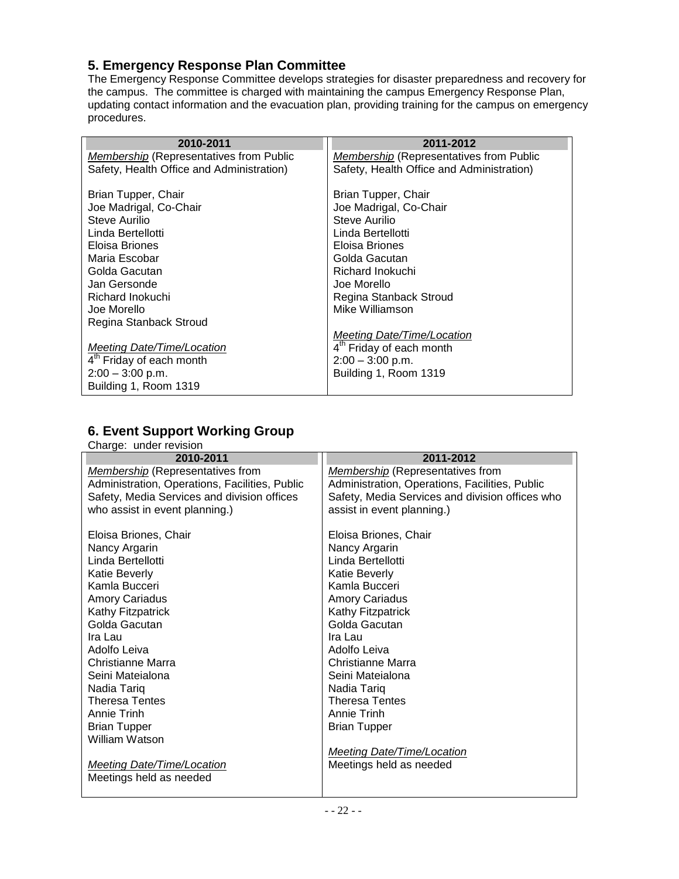## 5. Emergency Response Plan Committee

The Emergency Response Committee develops strategies for disaster preparedness and recovery for the campus. The committee is charged with maintaining the campus Emergency Response Plan, updating contact information and the evacuation plan, providing training for the campus on emergency procedures.

| 2010-2011 | 2011-2012 |
|---|---|
| *Membership* (Representatives from Public Safety, Health Office and Administration)<br><br>Brian Tupper, Chair<br>Joe Madrigal, Co-Chair<br>Steve Aurilio<br>Linda Bertellotti<br>Eloisa Briones<br>Maria Escobar<br>Golda Gacutan<br>Jan Gersonde<br>Richard Inokuchi<br>Joe Morello<br>Regina Stanback Stroud<br><br>*Meeting Date/Time/Location*<br>4th Friday of each month<br>2:00 – 3:00 p.m.<br>Building 1, Room 1319 | *Membership* (Representatives from Public Safety, Health Office and Administration)<br><br>Brian Tupper, Chair<br>Joe Madrigal, Co-Chair<br>Steve Aurilio<br>Linda Bertellotti<br>Eloisa Briones<br>Golda Gacutan<br>Richard Inokuchi<br>Joe Morello<br>Regina Stanback Stroud<br>Mike Williamson<br><br>*Meeting Date/Time/Location*<br>4th Friday of each month<br>2:00 – 3:00 p.m.<br>Building 1, Room 1319 |

## 6. Event Support Working Group

Charge: under revision

| 2010-2011 | 2011-2012 |
|---|---|
| *Membership* (Representatives from Administration, Operations, Facilities, Public Safety, Media Services and division offices who assist in event planning.)<br><br>Eloisa Briones, Chair<br>Nancy Argarin<br>Linda Bertellotti<br>Katie Beverly<br>Kamla Bucceri<br>Amory Cariadus<br>Kathy Fitzpatrick<br>Golda Gacutan<br>Ira Lau<br>Adolfo Leiva<br>Christianne Marra<br>Seini Mateialona<br>Nadia Tariq<br>Theresa Tentes<br>Annie Trinh<br>Brian Tupper<br>William Watson<br><br>*Meeting Date/Time/Location*<br>Meetings held as needed | *Membership* (Representatives from Administration, Operations, Facilities, Public Safety, Media Services and division offices who assist in event planning.)<br><br>Eloisa Briones, Chair<br>Nancy Argarin<br>Linda Bertellotti<br>Katie Beverly<br>Kamla Bucceri<br>Amory Cariadus<br>Kathy Fitzpatrick<br>Golda Gacutan<br>Ira Lau<br>Adolfo Leiva<br>Christianne Marra<br>Seini Mateialona<br>Nadia Tariq<br>Theresa Tentes<br>Annie Trinh<br>Brian Tupper<br><br>*Meeting Date/Time/Location*<br>Meetings held as needed |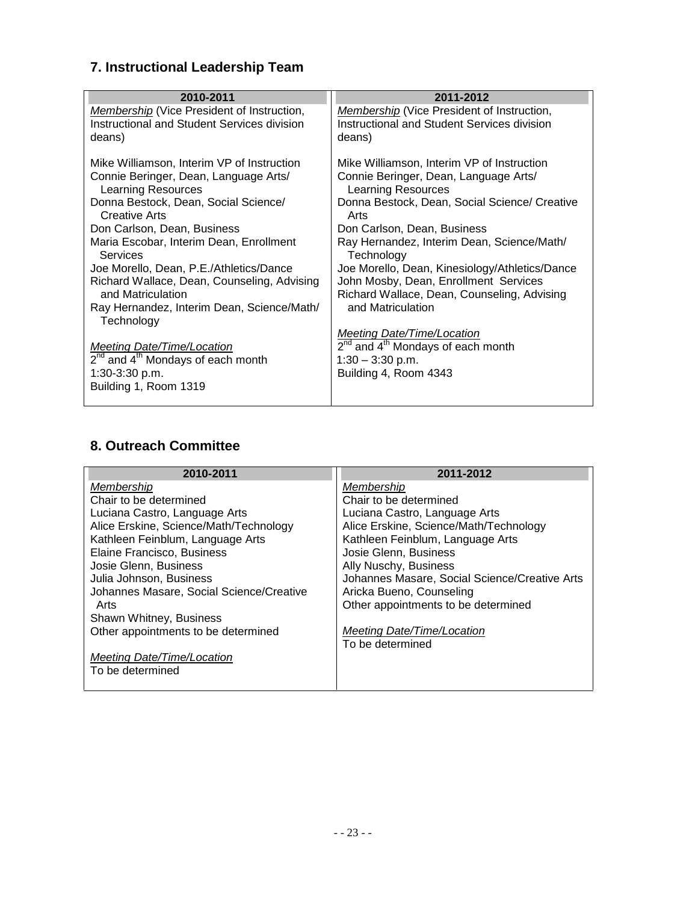## 7. Instructional Leadership Team

| 2010-2011 | 2011-2012 |
|---|---|
| *Membership* (Vice President of Instruction, Instructional and Student Services division deans)<br><br>Mike Williamson, Interim VP of Instruction<br>Connie Beringer, Dean, Language Arts/ Learning Resources<br>Donna Bestock, Dean, Social Science/ Creative Arts<br>Don Carlson, Dean, Business<br>Maria Escobar, Interim Dean, Enrollment Services<br>Joe Morello, Dean, P.E./Athletics/Dance<br>Richard Wallace, Dean, Counseling, Advising and Matriculation<br>Ray Hernandez, Interim Dean, Science/Math/ Technology<br><br>*Meeting Date/Time/Location*<br>2nd and 4th Mondays of each month<br>1:30-3:30 p.m.<br>Building 1, Room 1319 | *Membership* (Vice President of Instruction, Instructional and Student Services division deans)<br><br>Mike Williamson, Interim VP of Instruction<br>Connie Beringer, Dean, Language Arts/ Learning Resources<br>Donna Bestock, Dean, Social Science/ Creative Arts<br>Don Carlson, Dean, Business<br>Ray Hernandez, Interim Dean, Science/Math/ Technology<br>Joe Morello, Dean, Kinesiology/Athletics/Dance<br>John Mosby, Dean, Enrollment Services<br>Richard Wallace, Dean, Counseling, Advising and Matriculation<br><br>*Meeting Date/Time/Location*<br>2nd and 4th Mondays of each month<br>1:30 – 3:30 p.m.<br>Building 4, Room 4343 |

## 8. Outreach Committee

| 2010-2011 | 2011-2012 |
|---|---|
| *Membership*<br>Chair to be determined<br>Luciana Castro, Language Arts<br>Alice Erskine, Science/Math/Technology<br>Kathleen Feinblum, Language Arts<br>Elaine Francisco, Business<br>Josie Glenn, Business<br>Julia Johnson, Business<br>Johannes Masare, Social Science/Creative Arts<br>Shawn Whitney, Business<br>Other appointments to be determined<br><br>*Meeting Date/Time/Location*<br>To be determined | *Membership*<br>Chair to be determined<br>Luciana Castro, Language Arts<br>Alice Erskine, Science/Math/Technology<br>Kathleen Feinblum, Language Arts<br>Josie Glenn, Business<br>Ally Nuschy, Business<br>Johannes Masare, Social Science/Creative Arts<br>Aricka Bueno, Counseling<br>Other appointments to be determined<br><br>*Meeting Date/Time/Location*<br>To be determined |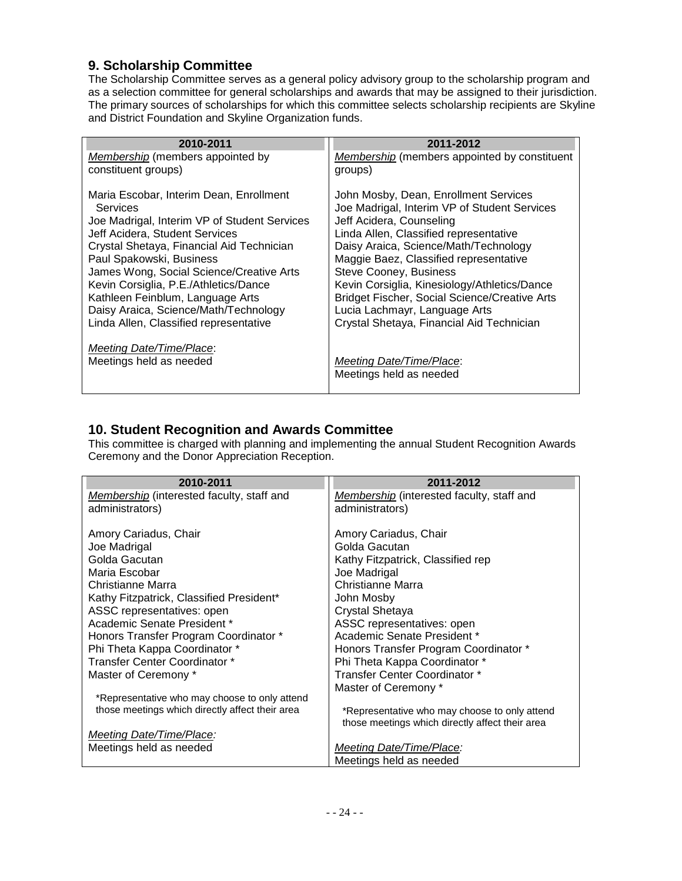## 9. Scholarship Committee

The Scholarship Committee serves as a general policy advisory group to the scholarship program and as a selection committee for general scholarships and awards that may be assigned to their jurisdiction. The primary sources of scholarships for which this committee selects scholarship recipients are Skyline and District Foundation and Skyline Organization funds.

| 2010-2011 | 2011-2012 |
|---|---|
| *Membership* (members appointed by constituent groups)<br><br>Maria Escobar, Interim Dean, Enrollment Services<br>Joe Madrigal, Interim VP of Student Services<br>Jeff Acidera, Student Services<br>Crystal Shetaya, Financial Aid Technician<br>Paul Spakowski, Business<br>James Wong, Social Science/Creative Arts<br>Kevin Corsiglia, P.E./Athletics/Dance<br>Kathleen Feinblum, Language Arts<br>Daisy Araica, Science/Math/Technology<br>Linda Allen, Classified representative<br><br>*Meeting Date/Time/Place*:<br>Meetings held as needed | *Membership* (members appointed by constituent groups)<br><br>John Mosby, Dean, Enrollment Services<br>Joe Madrigal, Interim VP of Student Services<br>Jeff Acidera, Counseling<br>Linda Allen, Classified representative<br>Daisy Araica, Science/Math/Technology<br>Maggie Baez, Classified representative<br>Steve Cooney, Business<br>Kevin Corsiglia, Kinesiology/Athletics/Dance<br>Bridget Fischer, Social Science/Creative Arts<br>Lucia Lachmayr, Language Arts<br>Crystal Shetaya, Financial Aid Technician<br><br>*Meeting Date/Time/Place*:<br>Meetings held as needed |

## 10. Student Recognition and Awards Committee

This committee is charged with planning and implementing the annual Student Recognition Awards Ceremony and the Donor Appreciation Reception.

| 2010-2011 | 2011-2012 |
|---|---|
| *Membership* (interested faculty, staff and administrators)<br><br>Amory Cariadus, Chair<br>Joe Madrigal<br>Golda Gacutan<br>Maria Escobar<br>Christianne Marra<br>Kathy Fitzpatrick, Classified President*<br>ASSC representatives: open<br>Academic Senate President *<br>Honors Transfer Program Coordinator *<br>Phi Theta Kappa Coordinator *<br>Transfer Center Coordinator *<br>Master of Ceremony *<br><br>*Representative who may choose to only attend those meetings which directly affect their area<br><br>*Meeting Date/Time/Place:*<br>Meetings held as needed | *Membership* (interested faculty, staff and administrators)<br><br>Amory Cariadus, Chair<br>Golda Gacutan<br>Kathy Fitzpatrick, Classified rep<br>Joe Madrigal<br>Christianne Marra<br>John Mosby<br>Crystal Shetaya<br>ASSC representatives: open<br>Academic Senate President *<br>Honors Transfer Program Coordinator *<br>Phi Theta Kappa Coordinator *<br>Transfer Center Coordinator *<br>Master of Ceremony *<br><br>*Representative who may choose to only attend those meetings which directly affect their area<br><br>*Meeting Date/Time/Place:*<br>Meetings held as needed |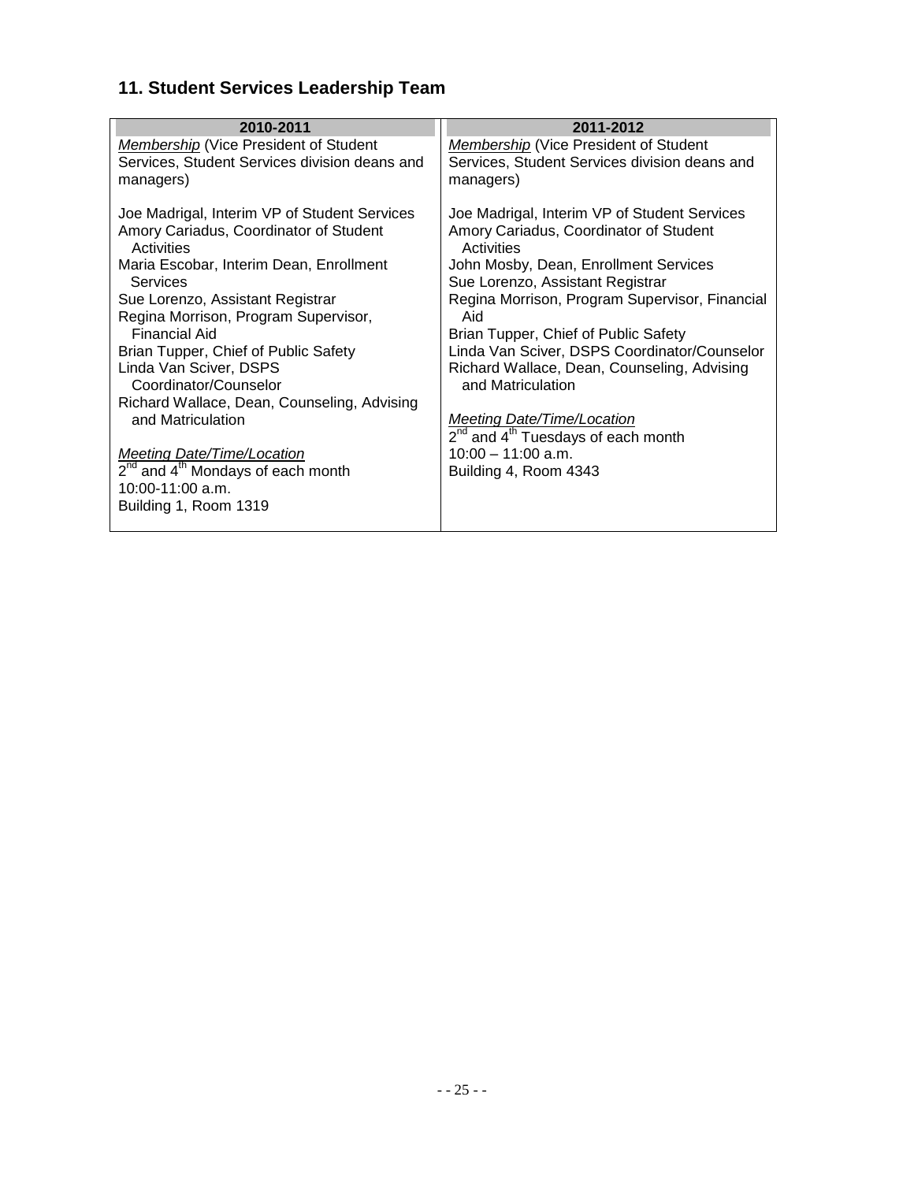## 11. Student Services Leadership Team

| 2010-2011 | 2011-2012 |
|---|---|
| *Membership* (Vice President of Student Services, Student Services division deans and managers)<br><br>Joe Madrigal, Interim VP of Student Services<br>Amory Cariadus, Coordinator of Student Activities<br>Maria Escobar, Interim Dean, Enrollment Services<br>Sue Lorenzo, Assistant Registrar<br>Regina Morrison, Program Supervisor, Financial Aid<br>Brian Tupper, Chief of Public Safety<br>Linda Van Sciver, DSPS Coordinator/Counselor<br>Richard Wallace, Dean, Counseling, Advising and Matriculation<br><br>*Meeting Date/Time/Location*<br>2nd and 4th Mondays of each month<br>10:00-11:00 a.m.<br>Building 1, Room 1319 | *Membership* (Vice President of Student Services, Student Services division deans and managers)<br><br>Joe Madrigal, Interim VP of Student Services<br>Amory Cariadus, Coordinator of Student Activities<br>John Mosby, Dean, Enrollment Services<br>Sue Lorenzo, Assistant Registrar<br>Regina Morrison, Program Supervisor, Financial Aid<br>Brian Tupper, Chief of Public Safety<br>Linda Van Sciver, DSPS Coordinator/Counselor<br>Richard Wallace, Dean, Counseling, Advising and Matriculation<br><br>*Meeting Date/Time/Location*<br>2nd and 4th Tuesdays of each month<br>10:00 – 11:00 a.m.<br>Building 4, Room 4343 |